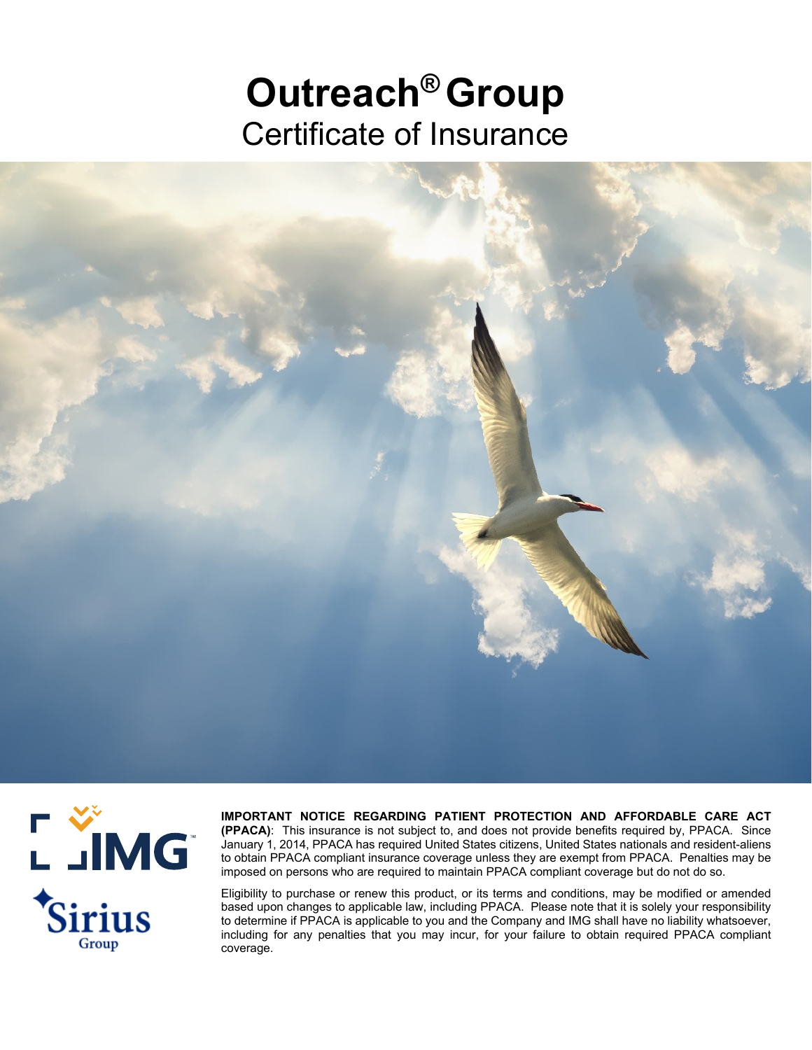# Outreach® Group

## Certificate of Insurance

**IMPORTANT NOTICE REGARDING PATIENT PROTECTION AND AFFORDABLE CARE ACT (PPACA)**: This insurance is not subject to, and does not provide benefits required by, PPACA. Since January 1, 2014, PPACA has required United States citizens, United States nationals and resident-aliens to obtain PPACA compliant insurance coverage unless they are exempt from PPACA. Penalties may be imposed on persons who are required to maintain PPACA compliant coverage but do not do so.

Eligibility to purchase or renew this product, or its terms and conditions, may be modified or amended based upon changes to applicable law, including PPACA. Please note that it is solely your responsibility to determine if PPACA is applicable to you and the Company and IMG shall have no liability whatsoever, including for any penalties that you may incur, for your failure to obtain required PPACA compliant coverage.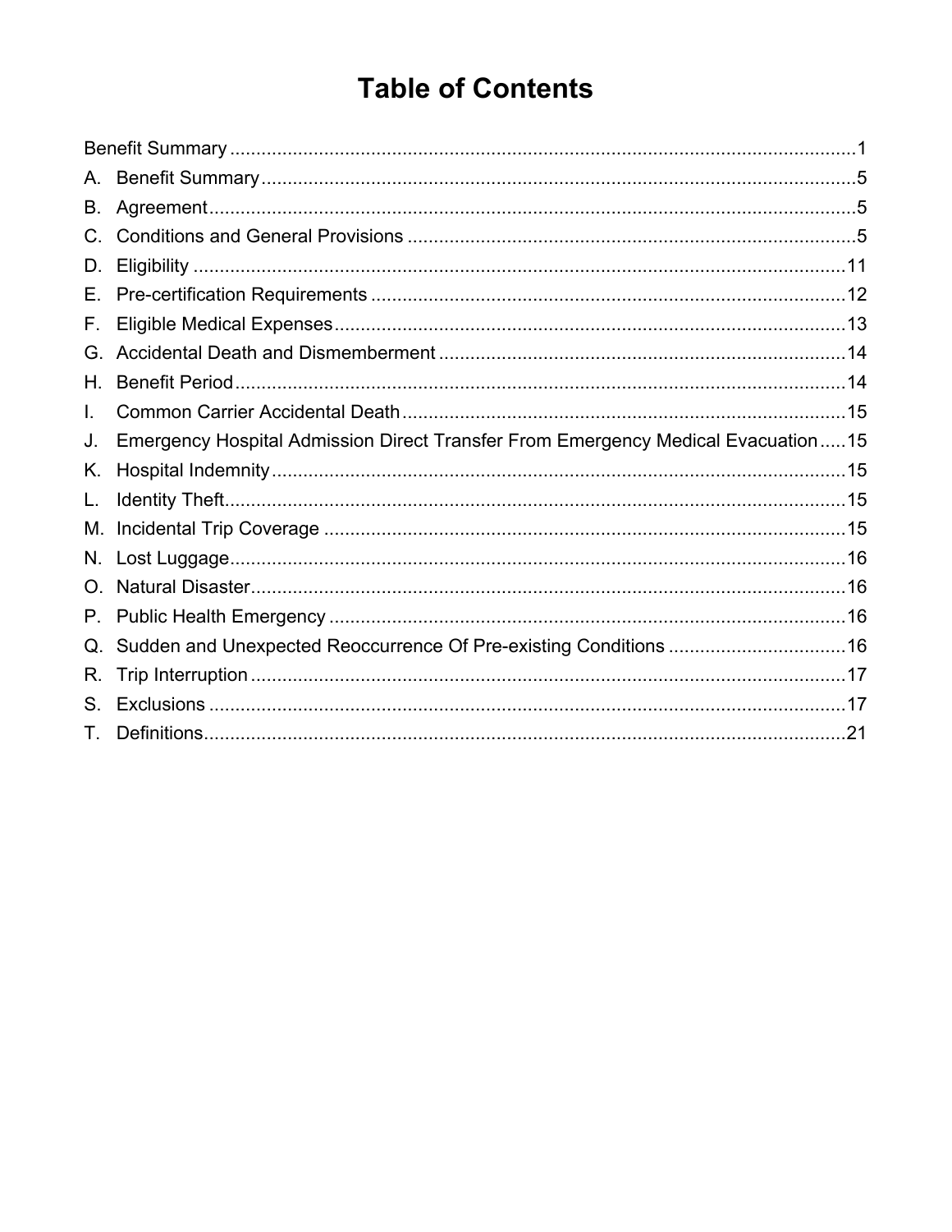# Table of Contents

Benefit Summary ........................................................................................................................1

A. Benefit Summary ....................................................................................................................5

B. Agreement ..............................................................................................................................5

C. Conditions and General Provisions ........................................................................................5

D. Eligibility ...............................................................................................................................11

E. Pre-certification Requirements .............................................................................................12

F. Eligible Medical Expenses ....................................................................................................13

G. Accidental Death and Dismemberment ................................................................................14

H. Benefit Period .......................................................................................................................14

I. Common Carrier Accidental Death .......................................................................................15

J. Emergency Hospital Admission Direct Transfer From Emergency Medical Evacuation .....15

K. Hospital Indemnity ................................................................................................................15

L. Identity Theft ..........................................................................................................................15

M. Incidental Trip Coverage ......................................................................................................15

N. Lost Luggage .........................................................................................................................16

O. Natural Disaster .....................................................................................................................16

P. Public Health Emergency ......................................................................................................16

Q. Sudden and Unexpected Reoccurrence Of Pre-existing Conditions ...................................16

R. Trip Interruption ....................................................................................................................17

S. Exclusions .............................................................................................................................17

T. Definitions .............................................................................................................................21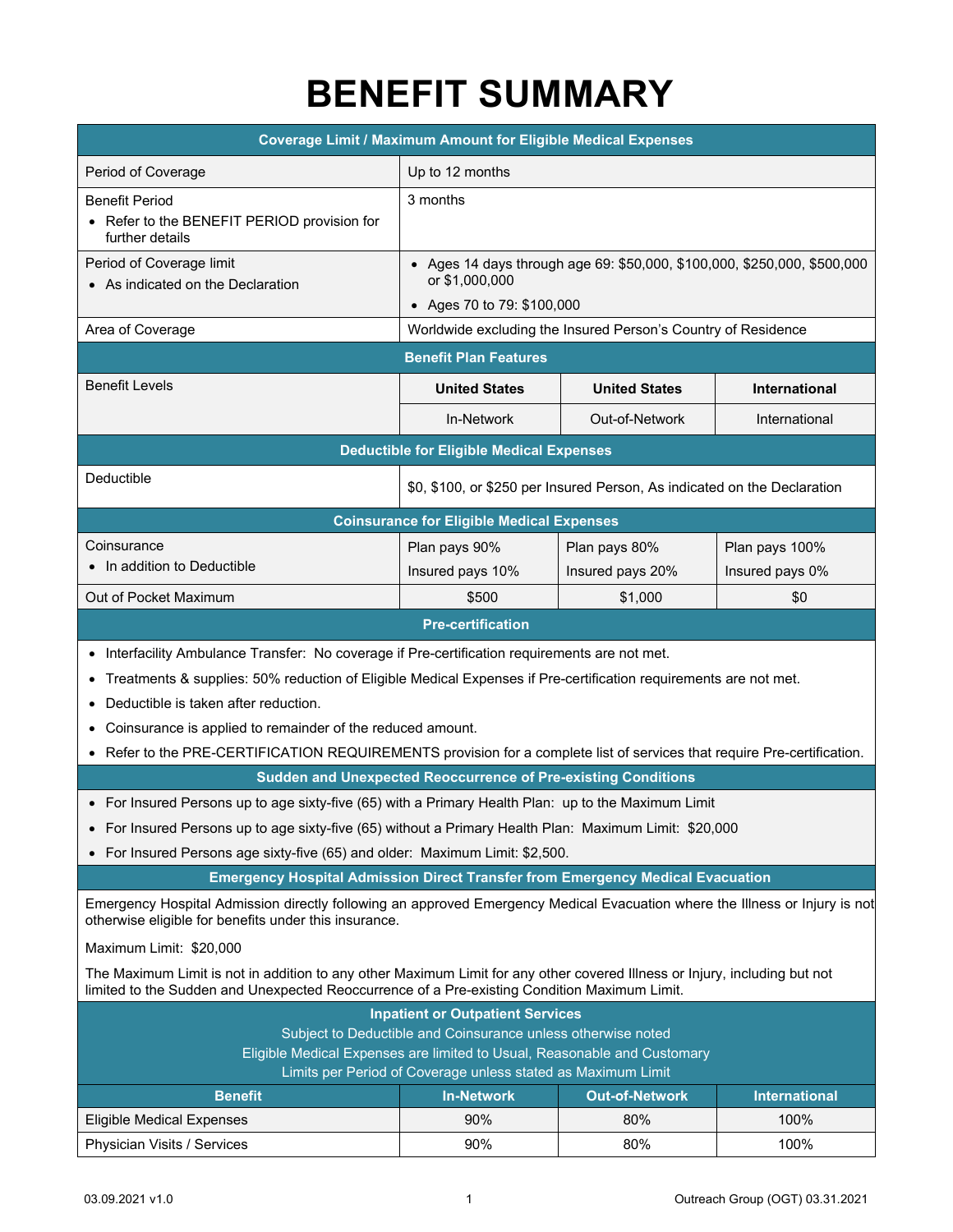# BENEFIT SUMMARY

| Coverage Limit / Maximum Amount for Eligible Medical Expenses | | | |
|---|---|---|---|
| Period of Coverage | Up to 12 months | | |
| Benefit Period<br>• Refer to the BENEFIT PERIOD provision for further details | 3 months | | |
| Period of Coverage limit<br>• As indicated on the Declaration | • Ages 14 days through age 69: $50,000, $100,000, $250,000, $500,000 or $1,000,000<br>• Ages 70 to 79: $100,000 | | |
| Area of Coverage | Worldwide excluding the Insured Person's Country of Residence | | |
| **Benefit Plan Features** | | | |
| Benefit Levels | **United States**<br>In-Network | **United States**<br>Out-of-Network | **International**<br>International |
| **Deductible for Eligible Medical Expenses** | | | |
| Deductible | $0, $100, or $250 per Insured Person, As indicated on the Declaration | | |
| **Coinsurance for Eligible Medical Expenses** | | | |
| Coinsurance<br>• In addition to Deductible | Plan pays 90%<br>Insured pays 10% | Plan pays 80%<br>Insured pays 20% | Plan pays 100%<br>Insured pays 0% |
| Out of Pocket Maximum | $500 | $1,000 | $0 |

## Pre-certification

- Interfacility Ambulance Transfer: No coverage if Pre-certification requirements are not met.
- Treatments & supplies: 50% reduction of Eligible Medical Expenses if Pre-certification requirements are not met.
- Deductible is taken after reduction.
- Coinsurance is applied to remainder of the reduced amount.
- Refer to the PRE-CERTIFICATION REQUIREMENTS provision for a complete list of services that require Pre-certification.

## Sudden and Unexpected Reoccurrence of Pre-existing Conditions

- For Insured Persons up to age sixty-five (65) with a Primary Health Plan: up to the Maximum Limit
- For Insured Persons up to age sixty-five (65) without a Primary Health Plan: Maximum Limit: $20,000
- For Insured Persons age sixty-five (65) and older: Maximum Limit: $2,500.

## Emergency Hospital Admission Direct Transfer from Emergency Medical Evacuation

Emergency Hospital Admission directly following an approved Emergency Medical Evacuation where the Illness or Injury is not otherwise eligible for benefits under this insurance.

Maximum Limit: $20,000

The Maximum Limit is not in addition to any other Maximum Limit for any other covered Illness or Injury, including but not limited to the Sudden and Unexpected Reoccurrence of a Pre-existing Condition Maximum Limit.

## Inpatient or Outpatient Services

Subject to Deductible and Coinsurance unless otherwise noted
Eligible Medical Expenses are limited to Usual, Reasonable and Customary
Limits per Period of Coverage unless stated as Maximum Limit

| Benefit | In-Network | Out-of-Network | International |
|---|---|---|---|
| Eligible Medical Expenses | 90% | 80% | 100% |
| Physician Visits / Services | 90% | 80% | 100% |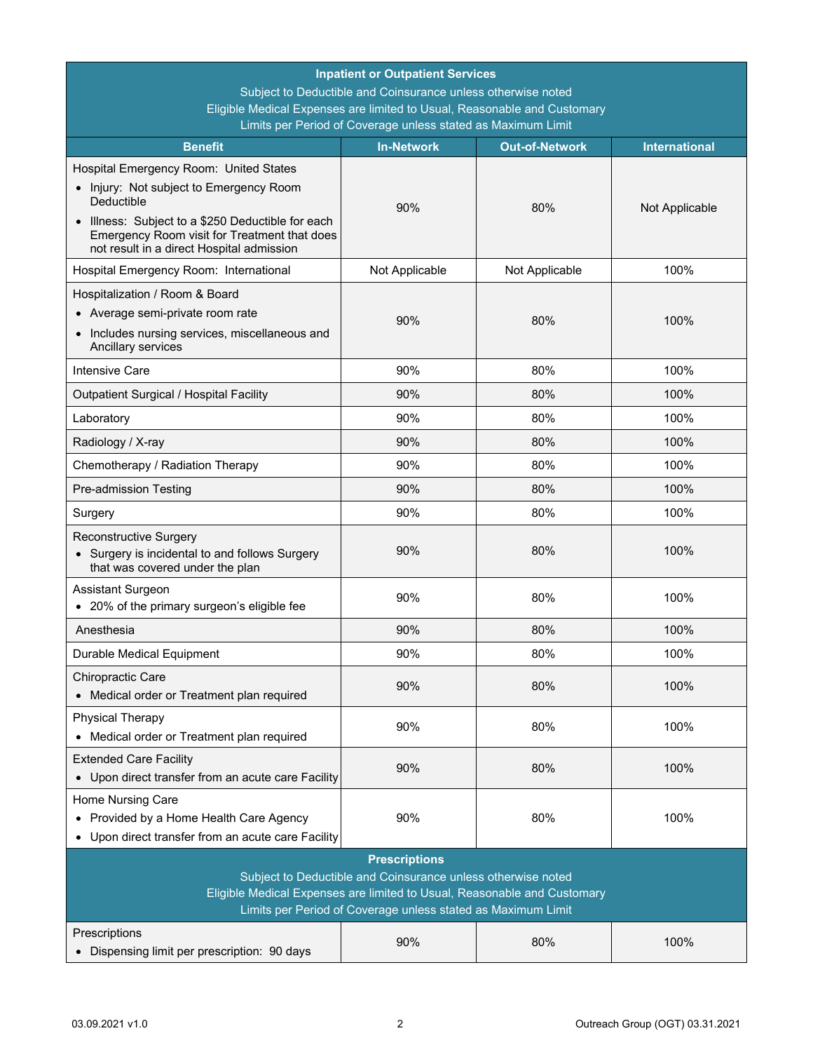| Inpatient or Outpatient Services<br>Subject to Deductible and Coinsurance unless otherwise noted<br>Eligible Medical Expenses are limited to Usual, Reasonable and Customary<br>Limits per Period of Coverage unless stated as Maximum Limit | | | |
|---|---|---|---|
| **Benefit** | **In-Network** | **Out-of-Network** | **International** |
| Hospital Emergency Room: United States<br>• Injury: Not subject to Emergency Room Deductible<br>• Illness: Subject to a $250 Deductible for each Emergency Room visit for Treatment that does not result in a direct Hospital admission | 90% | 80% | Not Applicable |
| Hospital Emergency Room: International | Not Applicable | Not Applicable | 100% |
| Hospitalization / Room & Board<br>• Average semi-private room rate<br>• Includes nursing services, miscellaneous and Ancillary services | 90% | 80% | 100% |
| Intensive Care | 90% | 80% | 100% |
| Outpatient Surgical / Hospital Facility | 90% | 80% | 100% |
| Laboratory | 90% | 80% | 100% |
| Radiology / X-ray | 90% | 80% | 100% |
| Chemotherapy / Radiation Therapy | 90% | 80% | 100% |
| Pre-admission Testing | 90% | 80% | 100% |
| Surgery | 90% | 80% | 100% |
| Reconstructive Surgery<br>• Surgery is incidental to and follows Surgery that was covered under the plan | 90% | 80% | 100% |
| Assistant Surgeon<br>• 20% of the primary surgeon's eligible fee | 90% | 80% | 100% |
| Anesthesia | 90% | 80% | 100% |
| Durable Medical Equipment | 90% | 80% | 100% |
| Chiropractic Care<br>• Medical order or Treatment plan required | 90% | 80% | 100% |
| Physical Therapy<br>• Medical order or Treatment plan required | 90% | 80% | 100% |
| Extended Care Facility<br>• Upon direct transfer from an acute care Facility | 90% | 80% | 100% |
| Home Nursing Care<br>• Provided by a Home Health Care Agency<br>• Upon direct transfer from an acute care Facility | 90% | 80% | 100% |
| **Prescriptions**<br>Subject to Deductible and Coinsurance unless otherwise noted<br>Eligible Medical Expenses are limited to Usual, Reasonable and Customary<br>Limits per Period of Coverage unless stated as Maximum Limit | | | |
| Prescriptions<br>• Dispensing limit per prescription: 90 days | 90% | 80% | 100% |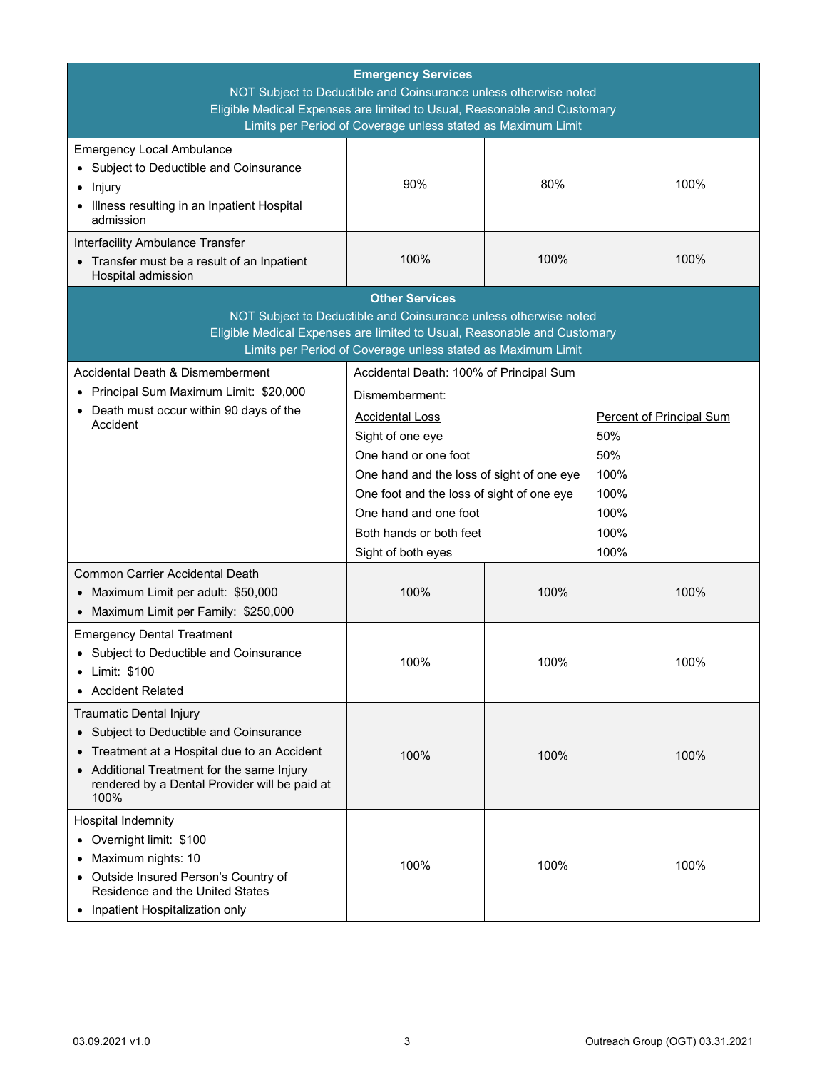| Emergency Services<br>NOT Subject to Deductible and Coinsurance unless otherwise noted<br>Eligible Medical Expenses are limited to Usual, Reasonable and Customary<br>Limits per Period of Coverage unless stated as Maximum Limit | | | |
|---|---|---|---|
| Emergency Local Ambulance<br>• Subject to Deductible and Coinsurance<br>• Injury<br>• Illness resulting in an Inpatient Hospital admission | 90% | 80% | 100% |
| Interfacility Ambulance Transfer<br>• Transfer must be a result of an Inpatient Hospital admission | 100% | 100% | 100% |

| Other Services<br>NOT Subject to Deductible and Coinsurance unless otherwise noted<br>Eligible Medical Expenses are limited to Usual, Reasonable and Customary<br>Limits per Period of Coverage unless stated as Maximum Limit | | | |
|---|---|---|---|
| Accidental Death & Dismemberment<br>• Principal Sum Maximum Limit: $20,000<br>• Death must occur within 90 days of the Accident | Accidental Death: 100% of Principal Sum<br><br>Dismemberment:<br>Accidental Loss — Percent of Principal Sum<br>Sight of one eye — 50%<br>One hand or one foot — 50%<br>One hand and the loss of sight of one eye — 100%<br>One foot and the loss of sight of one eye — 100%<br>One hand and one foot — 100%<br>Both hands or both feet — 100%<br>Sight of both eyes — 100% | | |
| Common Carrier Accidental Death<br>• Maximum Limit per adult: $50,000<br>• Maximum Limit per Family: $250,000 | 100% | 100% | 100% |
| Emergency Dental Treatment<br>• Subject to Deductible and Coinsurance<br>• Limit: $100<br>• Accident Related | 100% | 100% | 100% |
| Traumatic Dental Injury<br>• Subject to Deductible and Coinsurance<br>• Treatment at a Hospital due to an Accident<br>• Additional Treatment for the same Injury rendered by a Dental Provider will be paid at 100% | 100% | 100% | 100% |
| Hospital Indemnity<br>• Overnight limit: $100<br>• Maximum nights: 10<br>• Outside Insured Person's Country of Residence and the United States<br>• Inpatient Hospitalization only | 100% | 100% | 100% |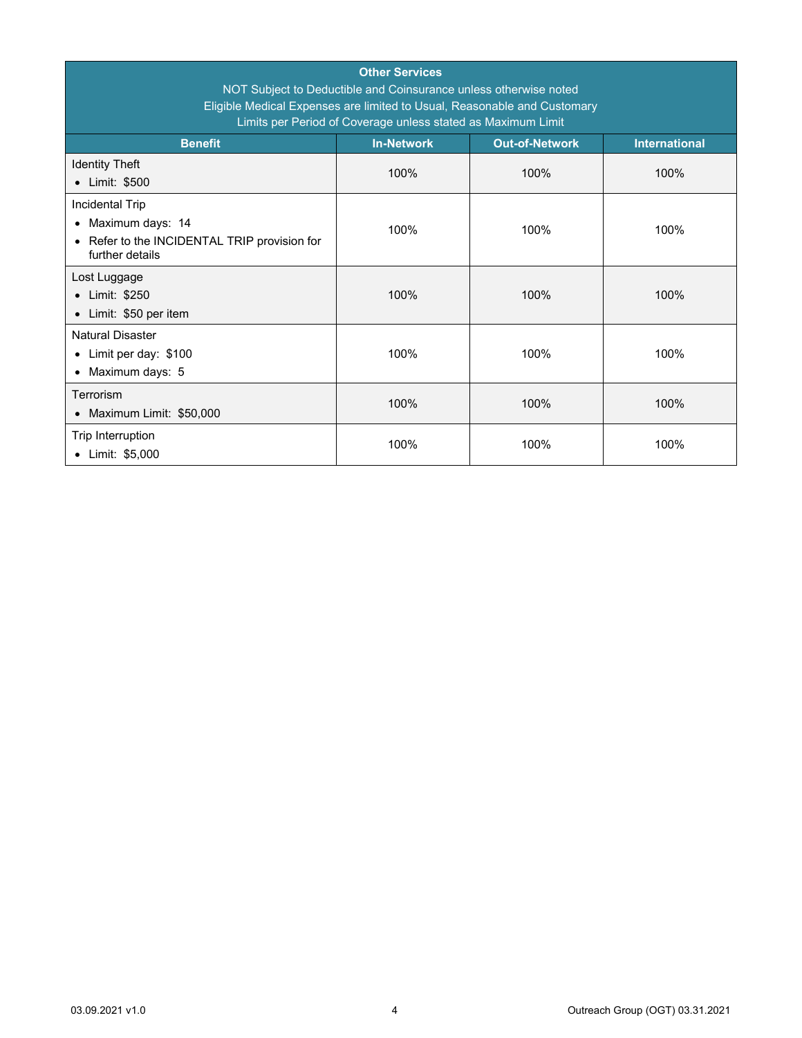| **Other Services**<br>NOT Subject to Deductible and Coinsurance unless otherwise noted<br>Eligible Medical Expenses are limited to Usual, Reasonable and Customary<br>Limits per Period of Coverage unless stated as Maximum Limit | | | |
|---|---|---|---|
| **Benefit** | **In-Network** | **Out-of-Network** | **International** |
| Identity Theft<br>• Limit: $500 | 100% | 100% | 100% |
| Incidental Trip<br>• Maximum days: 14<br>• Refer to the INCIDENTAL TRIP provision for further details | 100% | 100% | 100% |
| Lost Luggage<br>• Limit: $250<br>• Limit: $50 per item | 100% | 100% | 100% |
| Natural Disaster<br>• Limit per day: $100<br>• Maximum days: 5 | 100% | 100% | 100% |
| Terrorism<br>• Maximum Limit: $50,000 | 100% | 100% | 100% |
| Trip Interruption<br>• Limit: $5,000 | 100% | 100% | 100% |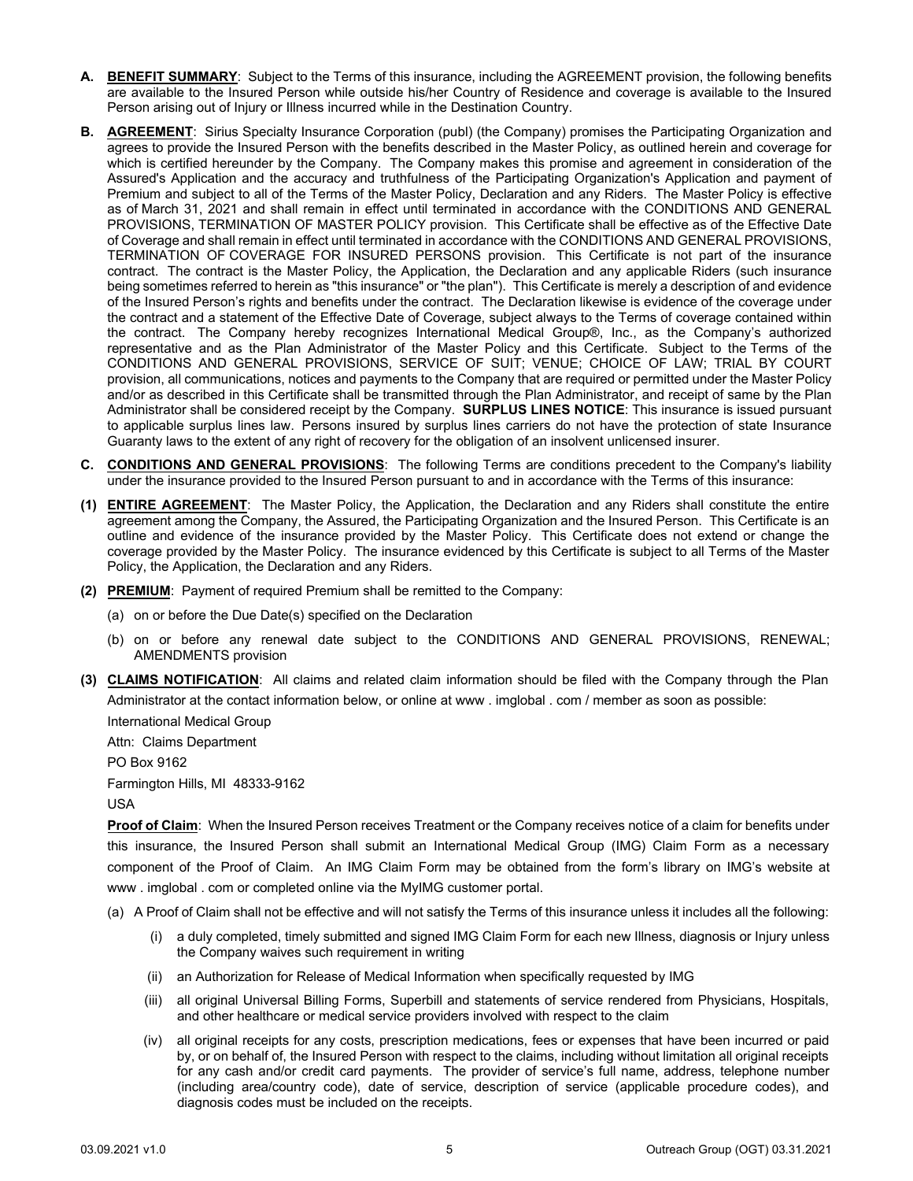**A. BENEFIT SUMMARY**: Subject to the Terms of this insurance, including the AGREEMENT provision, the following benefits are available to the Insured Person while outside his/her Country of Residence and coverage is available to the Insured Person arising out of Injury or Illness incurred while in the Destination Country.

**B. AGREEMENT**: Sirius Specialty Insurance Corporation (publ) (the Company) promises the Participating Organization and agrees to provide the Insured Person with the benefits described in the Master Policy, as outlined herein and coverage for which is certified hereunder by the Company. The Company makes this promise and agreement in consideration of the Assured's Application and the accuracy and truthfulness of the Participating Organization's Application and payment of Premium and subject to all of the Terms of the Master Policy, Declaration and any Riders. The Master Policy is effective as of March 31, 2021 and shall remain in effect until terminated in accordance with the CONDITIONS AND GENERAL PROVISIONS, TERMINATION OF MASTER POLICY provision. This Certificate shall be effective as of the Effective Date of Coverage and shall remain in effect until terminated in accordance with the CONDITIONS AND GENERAL PROVISIONS, TERMINATION OF COVERAGE FOR INSURED PERSONS provision. This Certificate is not part of the insurance contract. The contract is the Master Policy, the Application, the Declaration and any applicable Riders (such insurance being sometimes referred to herein as "this insurance" or "the plan"). This Certificate is merely a description of and evidence of the Insured Person's rights and benefits under the contract. The Declaration likewise is evidence of the coverage under the contract and a statement of the Effective Date of Coverage, subject always to the Terms of coverage contained within the contract. The Company hereby recognizes International Medical Group®, Inc., as the Company's authorized representative and as the Plan Administrator of the Master Policy and this Certificate. Subject to the Terms of the CONDITIONS AND GENERAL PROVISIONS, SERVICE OF SUIT; VENUE; CHOICE OF LAW; TRIAL BY COURT provision, all communications, notices and payments to the Company that are required or permitted under the Master Policy and/or as described in this Certificate shall be transmitted through the Plan Administrator, and receipt of same by the Plan Administrator shall be considered receipt by the Company. **SURPLUS LINES NOTICE**: This insurance is issued pursuant to applicable surplus lines law. Persons insured by surplus lines carriers do not have the protection of state Insurance Guaranty laws to the extent of any right of recovery for the obligation of an insolvent unlicensed insurer.

**C. CONDITIONS AND GENERAL PROVISIONS**: The following Terms are conditions precedent to the Company's liability under the insurance provided to the Insured Person pursuant to and in accordance with the Terms of this insurance:

**(1) ENTIRE AGREEMENT**: The Master Policy, the Application, the Declaration and any Riders shall constitute the entire agreement among the Company, the Assured, the Participating Organization and the Insured Person. This Certificate is an outline and evidence of the insurance provided by the Master Policy. This Certificate does not extend or change the coverage provided by the Master Policy. The insurance evidenced by this Certificate is subject to all Terms of the Master Policy, the Application, the Declaration and any Riders.

**(2) PREMIUM**: Payment of required Premium shall be remitted to the Company:

(a) on or before the Due Date(s) specified on the Declaration

(b) on or before any renewal date subject to the CONDITIONS AND GENERAL PROVISIONS, RENEWAL; AMENDMENTS provision

**(3) CLAIMS NOTIFICATION**: All claims and related claim information should be filed with the Company through the Plan Administrator at the contact information below, or online at www . imglobal . com / member as soon as possible:

International Medical Group
Attn: Claims Department
PO Box 9162
Farmington Hills, MI 48333-9162
USA

**Proof of Claim**: When the Insured Person receives Treatment or the Company receives notice of a claim for benefits under this insurance, the Insured Person shall submit an International Medical Group (IMG) Claim Form as a necessary component of the Proof of Claim. An IMG Claim Form may be obtained from the form's library on IMG's website at www . imglobal . com or completed online via the MyIMG customer portal.

(a) A Proof of Claim shall not be effective and will not satisfy the Terms of this insurance unless it includes all the following:

(i) a duly completed, timely submitted and signed IMG Claim Form for each new Illness, diagnosis or Injury unless the Company waives such requirement in writing

(ii) an Authorization for Release of Medical Information when specifically requested by IMG

(iii) all original Universal Billing Forms, Superbill and statements of service rendered from Physicians, Hospitals, and other healthcare or medical service providers involved with respect to the claim

(iv) all original receipts for any costs, prescription medications, fees or expenses that have been incurred or paid by, or on behalf of, the Insured Person with respect to the claims, including without limitation all original receipts for any cash and/or credit card payments. The provider of service's full name, address, telephone number (including area/country code), date of service, description of service (applicable procedure codes), and diagnosis codes must be included on the receipts.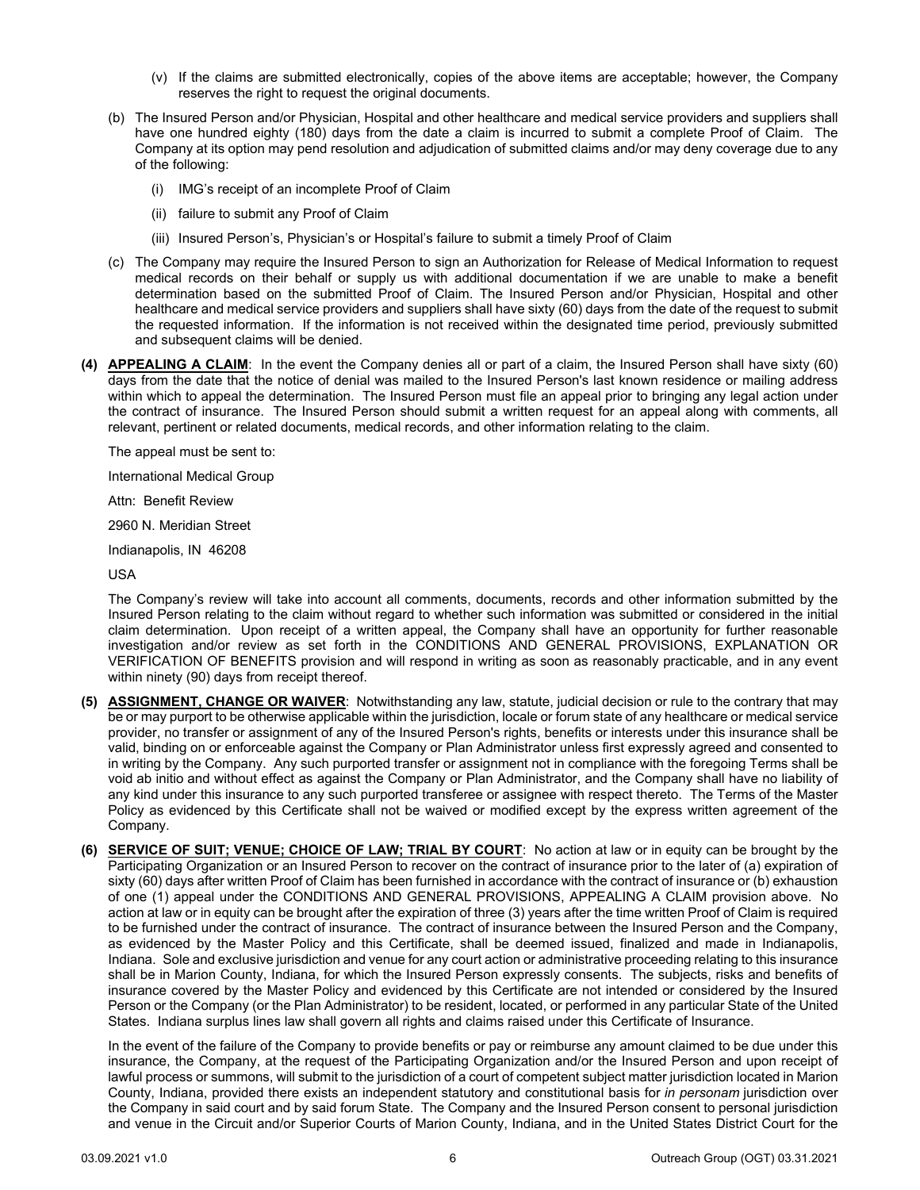(v) If the claims are submitted electronically, copies of the above items are acceptable; however, the Company reserves the right to request the original documents.

(b) The Insured Person and/or Physician, Hospital and other healthcare and medical service providers and suppliers shall have one hundred eighty (180) days from the date a claim is incurred to submit a complete Proof of Claim. The Company at its option may pend resolution and adjudication of submitted claims and/or may deny coverage due to any of the following:

(i) IMG's receipt of an incomplete Proof of Claim

(ii) failure to submit any Proof of Claim

(iii) Insured Person's, Physician's or Hospital's failure to submit a timely Proof of Claim

(c) The Company may require the Insured Person to sign an Authorization for Release of Medical Information to request medical records on their behalf or supply us with additional documentation if we are unable to make a benefit determination based on the submitted Proof of Claim. The Insured Person and/or Physician, Hospital and other healthcare and medical service providers and suppliers shall have sixty (60) days from the date of the request to submit the requested information. If the information is not received within the designated time period, previously submitted and subsequent claims will be denied.

**(4) APPEALING A CLAIM**: In the event the Company denies all or part of a claim, the Insured Person shall have sixty (60) days from the date that the notice of denial was mailed to the Insured Person's last known residence or mailing address within which to appeal the determination. The Insured Person must file an appeal prior to bringing any legal action under the contract of insurance. The Insured Person should submit a written request for an appeal along with comments, all relevant, pertinent or related documents, medical records, and other information relating to the claim.

The appeal must be sent to:

International Medical Group

Attn: Benefit Review

2960 N. Meridian Street

Indianapolis, IN 46208

USA

The Company's review will take into account all comments, documents, records and other information submitted by the Insured Person relating to the claim without regard to whether such information was submitted or considered in the initial claim determination. Upon receipt of a written appeal, the Company shall have an opportunity for further reasonable investigation and/or review as set forth in the CONDITIONS AND GENERAL PROVISIONS, EXPLANATION OR VERIFICATION OF BENEFITS provision and will respond in writing as soon as reasonably practicable, and in any event within ninety (90) days from receipt thereof.

**(5) ASSIGNMENT, CHANGE OR WAIVER**: Notwithstanding any law, statute, judicial decision or rule to the contrary that may be or may purport to be otherwise applicable within the jurisdiction, locale or forum state of any healthcare or medical service provider, no transfer or assignment of any of the Insured Person's rights, benefits or interests under this insurance shall be valid, binding on or enforceable against the Company or Plan Administrator unless first expressly agreed and consented to in writing by the Company. Any such purported transfer or assignment not in compliance with the foregoing Terms shall be void ab initio and without effect as against the Company or Plan Administrator, and the Company shall have no liability of any kind under this insurance to any such purported transferee or assignee with respect thereto. The Terms of the Master Policy as evidenced by this Certificate shall not be waived or modified except by the express written agreement of the Company.

**(6) SERVICE OF SUIT; VENUE; CHOICE OF LAW; TRIAL BY COURT**: No action at law or in equity can be brought by the Participating Organization or an Insured Person to recover on the contract of insurance prior to the later of (a) expiration of sixty (60) days after written Proof of Claim has been furnished in accordance with the contract of insurance or (b) exhaustion of one (1) appeal under the CONDITIONS AND GENERAL PROVISIONS, APPEALING A CLAIM provision above. No action at law or in equity can be brought after the expiration of three (3) years after the time written Proof of Claim is required to be furnished under the contract of insurance. The contract of insurance between the Insured Person and the Company, as evidenced by the Master Policy and this Certificate, shall be deemed issued, finalized and made in Indianapolis, Indiana. Sole and exclusive jurisdiction and venue for any court action or administrative proceeding relating to this insurance shall be in Marion County, Indiana, for which the Insured Person expressly consents. The subjects, risks and benefits of insurance covered by the Master Policy and evidenced by this Certificate are not intended or considered by the Insured Person or the Company (or the Plan Administrator) to be resident, located, or performed in any particular State of the United States. Indiana surplus lines law shall govern all rights and claims raised under this Certificate of Insurance.

In the event of the failure of the Company to provide benefits or pay or reimburse any amount claimed to be due under this insurance, the Company, at the request of the Participating Organization and/or the Insured Person and upon receipt of lawful process or summons, will submit to the jurisdiction of a court of competent subject matter jurisdiction located in Marion County, Indiana, provided there exists an independent statutory and constitutional basis for *in personam* jurisdiction over the Company in said court and by said forum State. The Company and the Insured Person consent to personal jurisdiction and venue in the Circuit and/or Superior Courts of Marion County, Indiana, and in the United States District Court for the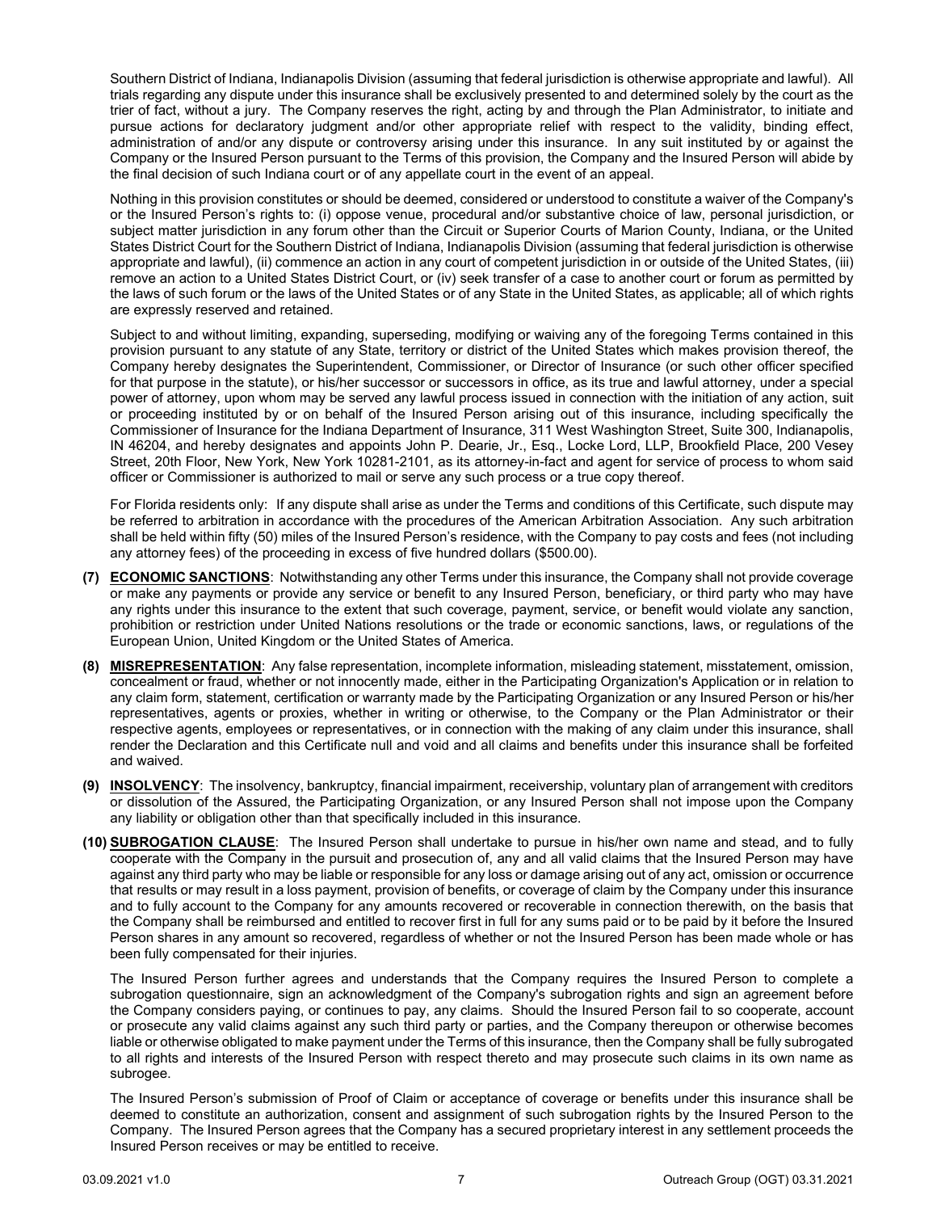Southern District of Indiana, Indianapolis Division (assuming that federal jurisdiction is otherwise appropriate and lawful). All trials regarding any dispute under this insurance shall be exclusively presented to and determined solely by the court as the trier of fact, without a jury. The Company reserves the right, acting by and through the Plan Administrator, to initiate and pursue actions for declaratory judgment and/or other appropriate relief with respect to the validity, binding effect, administration of and/or any dispute or controversy arising under this insurance. In any suit instituted by or against the Company or the Insured Person pursuant to the Terms of this provision, the Company and the Insured Person will abide by the final decision of such Indiana court or of any appellate court in the event of an appeal.

Nothing in this provision constitutes or should be deemed, considered or understood to constitute a waiver of the Company's or the Insured Person's rights to: (i) oppose venue, procedural and/or substantive choice of law, personal jurisdiction, or subject matter jurisdiction in any forum other than the Circuit or Superior Courts of Marion County, Indiana, or the United States District Court for the Southern District of Indiana, Indianapolis Division (assuming that federal jurisdiction is otherwise appropriate and lawful), (ii) commence an action in any court of competent jurisdiction in or outside of the United States, (iii) remove an action to a United States District Court, or (iv) seek transfer of a case to another court or forum as permitted by the laws of such forum or the laws of the United States or of any State in the United States, as applicable; all of which rights are expressly reserved and retained.

Subject to and without limiting, expanding, superseding, modifying or waiving any of the foregoing Terms contained in this provision pursuant to any statute of any State, territory or district of the United States which makes provision thereof, the Company hereby designates the Superintendent, Commissioner, or Director of Insurance (or such other officer specified for that purpose in the statute), or his/her successor or successors in office, as its true and lawful attorney, under a special power of attorney, upon whom may be served any lawful process issued in connection with the initiation of any action, suit or proceeding instituted by or on behalf of the Insured Person arising out of this insurance, including specifically the Commissioner of Insurance for the Indiana Department of Insurance, 311 West Washington Street, Suite 300, Indianapolis, IN 46204, and hereby designates and appoints John P. Dearie, Jr., Esq., Locke Lord, LLP, Brookfield Place, 200 Vesey Street, 20th Floor, New York, New York 10281-2101, as its attorney-in-fact and agent for service of process to whom said officer or Commissioner is authorized to mail or serve any such process or a true copy thereof.

For Florida residents only: If any dispute shall arise as under the Terms and conditions of this Certificate, such dispute may be referred to arbitration in accordance with the procedures of the American Arbitration Association. Any such arbitration shall be held within fifty (50) miles of the Insured Person's residence, with the Company to pay costs and fees (not including any attorney fees) of the proceeding in excess of five hundred dollars ($500.00).

**(7) ECONOMIC SANCTIONS**: Notwithstanding any other Terms under this insurance, the Company shall not provide coverage or make any payments or provide any service or benefit to any Insured Person, beneficiary, or third party who may have any rights under this insurance to the extent that such coverage, payment, service, or benefit would violate any sanction, prohibition or restriction under United Nations resolutions or the trade or economic sanctions, laws, or regulations of the European Union, United Kingdom or the United States of America.

**(8) MISREPRESENTATION**: Any false representation, incomplete information, misleading statement, misstatement, omission, concealment or fraud, whether or not innocently made, either in the Participating Organization's Application or in relation to any claim form, statement, certification or warranty made by the Participating Organization or any Insured Person or his/her representatives, agents or proxies, whether in writing or otherwise, to the Company or the Plan Administrator or their respective agents, employees or representatives, or in connection with the making of any claim under this insurance, shall render the Declaration and this Certificate null and void and all claims and benefits under this insurance shall be forfeited and waived.

**(9) INSOLVENCY**: The insolvency, bankruptcy, financial impairment, receivership, voluntary plan of arrangement with creditors or dissolution of the Assured, the Participating Organization, or any Insured Person shall not impose upon the Company any liability or obligation other than that specifically included in this insurance.

**(10) SUBROGATION CLAUSE**: The Insured Person shall undertake to pursue in his/her own name and stead, and to fully cooperate with the Company in the pursuit and prosecution of, any and all valid claims that the Insured Person may have against any third party who may be liable or responsible for any loss or damage arising out of any act, omission or occurrence that results or may result in a loss payment, provision of benefits, or coverage of claim by the Company under this insurance and to fully account to the Company for any amounts recovered or recoverable in connection therewith, on the basis that the Company shall be reimbursed and entitled to recover first in full for any sums paid or to be paid by it before the Insured Person shares in any amount so recovered, regardless of whether or not the Insured Person has been made whole or has been fully compensated for their injuries.

The Insured Person further agrees and understands that the Company requires the Insured Person to complete a subrogation questionnaire, sign an acknowledgment of the Company's subrogation rights and sign an agreement before the Company considers paying, or continues to pay, any claims. Should the Insured Person fail to so cooperate, account or prosecute any valid claims against any such third party or parties, and the Company thereupon or otherwise becomes liable or otherwise obligated to make payment under the Terms of this insurance, then the Company shall be fully subrogated to all rights and interests of the Insured Person with respect thereto and may prosecute such claims in its own name as subrogee.

The Insured Person's submission of Proof of Claim or acceptance of coverage or benefits under this insurance shall be deemed to constitute an authorization, consent and assignment of such subrogation rights by the Insured Person to the Company. The Insured Person agrees that the Company has a secured proprietary interest in any settlement proceeds the Insured Person receives or may be entitled to receive.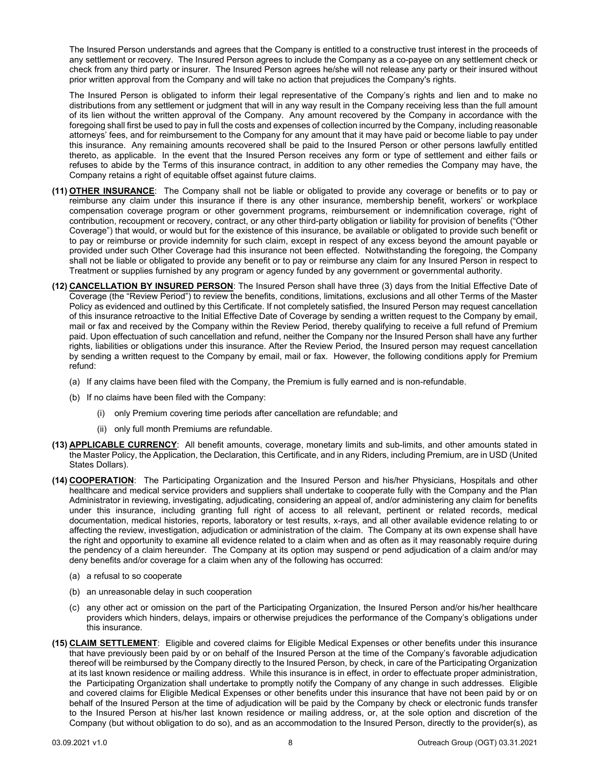The Insured Person understands and agrees that the Company is entitled to a constructive trust interest in the proceeds of any settlement or recovery. The Insured Person agrees to include the Company as a co-payee on any settlement check or check from any third party or insurer. The Insured Person agrees he/she will not release any party or their insured without prior written approval from the Company and will take no action that prejudices the Company's rights.

The Insured Person is obligated to inform their legal representative of the Company's rights and lien and to make no distributions from any settlement or judgment that will in any way result in the Company receiving less than the full amount of its lien without the written approval of the Company. Any amount recovered by the Company in accordance with the foregoing shall first be used to pay in full the costs and expenses of collection incurred by the Company, including reasonable attorneys' fees, and for reimbursement to the Company for any amount that it may have paid or become liable to pay under this insurance. Any remaining amounts recovered shall be paid to the Insured Person or other persons lawfully entitled thereto, as applicable. In the event that the Insured Person receives any form or type of settlement and either fails or refuses to abide by the Terms of this insurance contract, in addition to any other remedies the Company may have, the Company retains a right of equitable offset against future claims.

**(11) OTHER INSURANCE**: The Company shall not be liable or obligated to provide any coverage or benefits or to pay or reimburse any claim under this insurance if there is any other insurance, membership benefit, workers' or workplace compensation coverage program or other government programs, reimbursement or indemnification coverage, right of contribution, recoupment or recovery, contract, or any other third-party obligation or liability for provision of benefits ("Other Coverage") that would, or would but for the existence of this insurance, be available or obligated to provide such benefit or to pay or reimburse or provide indemnity for such claim, except in respect of any excess beyond the amount payable or provided under such Other Coverage had this insurance not been effected. Notwithstanding the foregoing, the Company shall not be liable or obligated to provide any benefit or to pay or reimburse any claim for any Insured Person in respect to Treatment or supplies furnished by any program or agency funded by any government or governmental authority.

**(12) CANCELLATION BY INSURED PERSON**: The Insured Person shall have three (3) days from the Initial Effective Date of Coverage (the "Review Period") to review the benefits, conditions, limitations, exclusions and all other Terms of the Master Policy as evidenced and outlined by this Certificate. If not completely satisfied, the Insured Person may request cancellation of this insurance retroactive to the Initial Effective Date of Coverage by sending a written request to the Company by email, mail or fax and received by the Company within the Review Period, thereby qualifying to receive a full refund of Premium paid. Upon effectuation of such cancellation and refund, neither the Company nor the Insured Person shall have any further rights, liabilities or obligations under this insurance. After the Review Period, the Insured person may request cancellation by sending a written request to the Company by email, mail or fax. However, the following conditions apply for Premium refund:

(a) If any claims have been filed with the Company, the Premium is fully earned and is non-refundable.

(b) If no claims have been filed with the Company:

  (i) only Premium covering time periods after cancellation are refundable; and

  (ii) only full month Premiums are refundable.

**(13) APPLICABLE CURRENCY**: All benefit amounts, coverage, monetary limits and sub-limits, and other amounts stated in the Master Policy, the Application, the Declaration, this Certificate, and in any Riders, including Premium, are in USD (United States Dollars).

**(14) COOPERATION**: The Participating Organization and the Insured Person and his/her Physicians, Hospitals and other healthcare and medical service providers and suppliers shall undertake to cooperate fully with the Company and the Plan Administrator in reviewing, investigating, adjudicating, considering an appeal of, and/or administering any claim for benefits under this insurance, including granting full right of access to all relevant, pertinent or related records, medical documentation, medical histories, reports, laboratory or test results, x-rays, and all other available evidence relating to or affecting the review, investigation, adjudication or administration of the claim. The Company at its own expense shall have the right and opportunity to examine all evidence related to a claim when and as often as it may reasonably require during the pendency of a claim hereunder. The Company at its option may suspend or pend adjudication of a claim and/or may deny benefits and/or coverage for a claim when any of the following has occurred:

(a) a refusal to so cooperate

(b) an unreasonable delay in such cooperation

(c) any other act or omission on the part of the Participating Organization, the Insured Person and/or his/her healthcare providers which hinders, delays, impairs or otherwise prejudices the performance of the Company's obligations under this insurance.

**(15) CLAIM SETTLEMENT**: Eligible and covered claims for Eligible Medical Expenses or other benefits under this insurance that have previously been paid by or on behalf of the Insured Person at the time of the Company's favorable adjudication thereof will be reimbursed by the Company directly to the Insured Person, by check, in care of the Participating Organization at its last known residence or mailing address. While this insurance is in effect, in order to effectuate proper administration, the Participating Organization shall undertake to promptly notify the Company of any change in such addresses. Eligible and covered claims for Eligible Medical Expenses or other benefits under this insurance that have not been paid by or on behalf of the Insured Person at the time of adjudication will be paid by the Company by check or electronic funds transfer to the Insured Person at his/her last known residence or mailing address, or, at the sole option and discretion of the Company (but without obligation to do so), and as an accommodation to the Insured Person, directly to the provider(s), as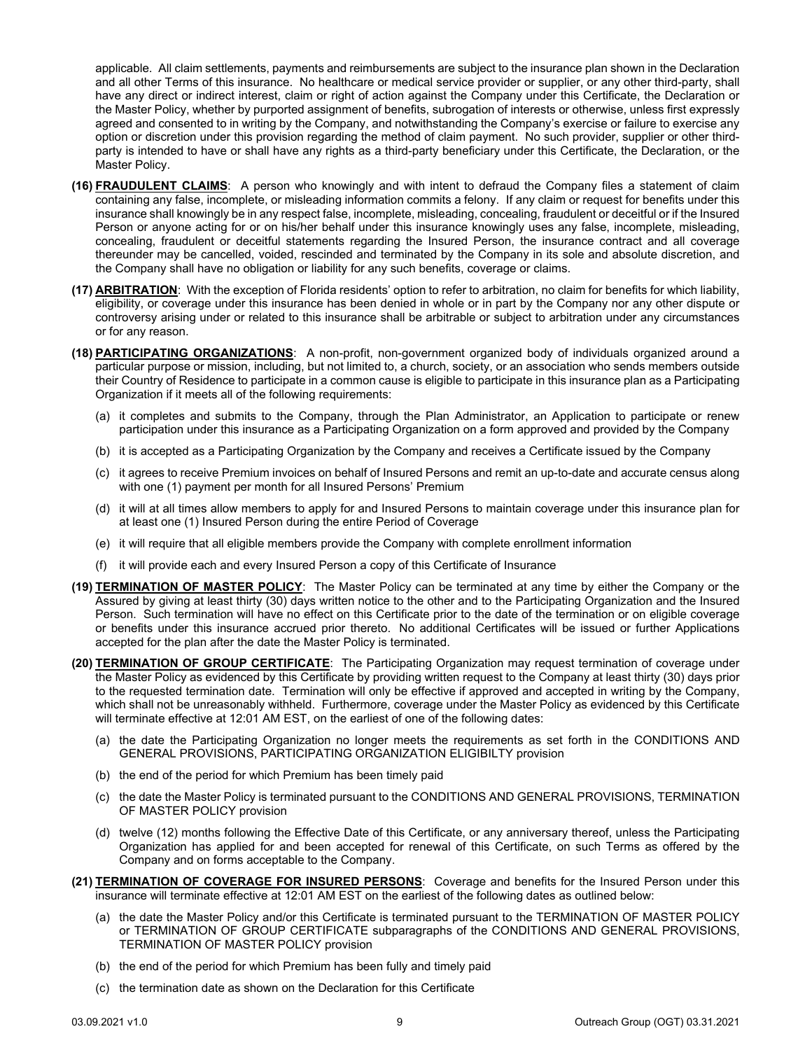applicable. All claim settlements, payments and reimbursements are subject to the insurance plan shown in the Declaration and all other Terms of this insurance. No healthcare or medical service provider or supplier, or any other third-party, shall have any direct or indirect interest, claim or right of action against the Company under this Certificate, the Declaration or the Master Policy, whether by purported assignment of benefits, subrogation of interests or otherwise, unless first expressly agreed and consented to in writing by the Company, and notwithstanding the Company's exercise or failure to exercise any option or discretion under this provision regarding the method of claim payment. No such provider, supplier or other third-party is intended to have or shall have any rights as a third-party beneficiary under this Certificate, the Declaration, or the Master Policy.

**(16) FRAUDULENT CLAIMS**: A person who knowingly and with intent to defraud the Company files a statement of claim containing any false, incomplete, or misleading information commits a felony. If any claim or request for benefits under this insurance shall knowingly be in any respect false, incomplete, misleading, concealing, fraudulent or deceitful or if the Insured Person or anyone acting for or on his/her behalf under this insurance knowingly uses any false, incomplete, misleading, concealing, fraudulent or deceitful statements regarding the Insured Person, the insurance contract and all coverage thereunder may be cancelled, voided, rescinded and terminated by the Company in its sole and absolute discretion, and the Company shall have no obligation or liability for any such benefits, coverage or claims.

**(17) ARBITRATION**: With the exception of Florida residents' option to refer to arbitration, no claim for benefits for which liability, eligibility, or coverage under this insurance has been denied in whole or in part by the Company nor any other dispute or controversy arising under or related to this insurance shall be arbitrable or subject to arbitration under any circumstances or for any reason.

**(18) PARTICIPATING ORGANIZATIONS**: A non-profit, non-government organized body of individuals organized around a particular purpose or mission, including, but not limited to, a church, society, or an association who sends members outside their Country of Residence to participate in a common cause is eligible to participate in this insurance plan as a Participating Organization if it meets all of the following requirements:

(a) it completes and submits to the Company, through the Plan Administrator, an Application to participate or renew participation under this insurance as a Participating Organization on a form approved and provided by the Company

(b) it is accepted as a Participating Organization by the Company and receives a Certificate issued by the Company

(c) it agrees to receive Premium invoices on behalf of Insured Persons and remit an up-to-date and accurate census along with one (1) payment per month for all Insured Persons' Premium

(d) it will at all times allow members to apply for and Insured Persons to maintain coverage under this insurance plan for at least one (1) Insured Person during the entire Period of Coverage

(e) it will require that all eligible members provide the Company with complete enrollment information

(f) it will provide each and every Insured Person a copy of this Certificate of Insurance

**(19) TERMINATION OF MASTER POLICY**: The Master Policy can be terminated at any time by either the Company or the Assured by giving at least thirty (30) days written notice to the other and to the Participating Organization and the Insured Person. Such termination will have no effect on this Certificate prior to the date of the termination or on eligible coverage or benefits under this insurance accrued prior thereto. No additional Certificates will be issued or further Applications accepted for the plan after the date the Master Policy is terminated.

**(20) TERMINATION OF GROUP CERTIFICATE**: The Participating Organization may request termination of coverage under the Master Policy as evidenced by this Certificate by providing written request to the Company at least thirty (30) days prior to the requested termination date. Termination will only be effective if approved and accepted in writing by the Company, which shall not be unreasonably withheld. Furthermore, coverage under the Master Policy as evidenced by this Certificate will terminate effective at 12:01 AM EST, on the earliest of one of the following dates:

(a) the date the Participating Organization no longer meets the requirements as set forth in the CONDITIONS AND GENERAL PROVISIONS, PARTICIPATING ORGANIZATION ELIGIBILTY provision

(b) the end of the period for which Premium has been timely paid

(c) the date the Master Policy is terminated pursuant to the CONDITIONS AND GENERAL PROVISIONS, TERMINATION OF MASTER POLICY provision

(d) twelve (12) months following the Effective Date of this Certificate, or any anniversary thereof, unless the Participating Organization has applied for and been accepted for renewal of this Certificate, on such Terms as offered by the Company and on forms acceptable to the Company.

**(21) TERMINATION OF COVERAGE FOR INSURED PERSONS**: Coverage and benefits for the Insured Person under this insurance will terminate effective at 12:01 AM EST on the earliest of the following dates as outlined below:

(a) the date the Master Policy and/or this Certificate is terminated pursuant to the TERMINATION OF MASTER POLICY or TERMINATION OF GROUP CERTIFICATE subparagraphs of the CONDITIONS AND GENERAL PROVISIONS, TERMINATION OF MASTER POLICY provision

(b) the end of the period for which Premium has been fully and timely paid

(c) the termination date as shown on the Declaration for this Certificate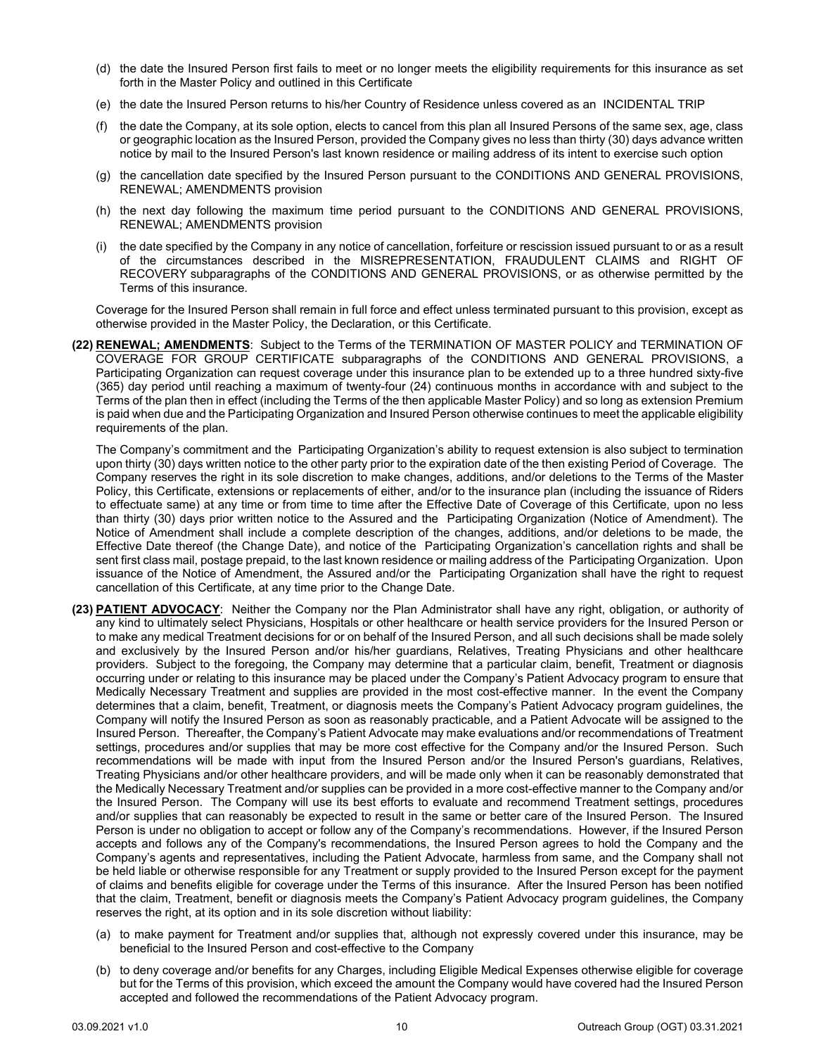(d) the date the Insured Person first fails to meet or no longer meets the eligibility requirements for this insurance as set forth in the Master Policy and outlined in this Certificate

(e) the date the Insured Person returns to his/her Country of Residence unless covered as an INCIDENTAL TRIP

(f) the date the Company, at its sole option, elects to cancel from this plan all Insured Persons of the same sex, age, class or geographic location as the Insured Person, provided the Company gives no less than thirty (30) days advance written notice by mail to the Insured Person's last known residence or mailing address of its intent to exercise such option

(g) the cancellation date specified by the Insured Person pursuant to the CONDITIONS AND GENERAL PROVISIONS, RENEWAL; AMENDMENTS provision

(h) the next day following the maximum time period pursuant to the CONDITIONS AND GENERAL PROVISIONS, RENEWAL; AMENDMENTS provision

(i) the date specified by the Company in any notice of cancellation, forfeiture or rescission issued pursuant to or as a result of the circumstances described in the MISREPRESENTATION, FRAUDULENT CLAIMS and RIGHT OF RECOVERY subparagraphs of the CONDITIONS AND GENERAL PROVISIONS, or as otherwise permitted by the Terms of this insurance.

Coverage for the Insured Person shall remain in full force and effect unless terminated pursuant to this provision, except as otherwise provided in the Master Policy, the Declaration, or this Certificate.

**(22) RENEWAL; AMENDMENTS**: Subject to the Terms of the TERMINATION OF MASTER POLICY and TERMINATION OF COVERAGE FOR GROUP CERTIFICATE subparagraphs of the CONDITIONS AND GENERAL PROVISIONS, a Participating Organization can request coverage under this insurance plan to be extended up to a three hundred sixty-five (365) day period until reaching a maximum of twenty-four (24) continuous months in accordance with and subject to the Terms of the plan then in effect (including the Terms of the then applicable Master Policy) and so long as extension Premium is paid when due and the Participating Organization and Insured Person otherwise continues to meet the applicable eligibility requirements of the plan.

The Company's commitment and the Participating Organization's ability to request extension is also subject to termination upon thirty (30) days written notice to the other party prior to the expiration date of the then existing Period of Coverage. The Company reserves the right in its sole discretion to make changes, additions, and/or deletions to the Terms of the Master Policy, this Certificate, extensions or replacements of either, and/or to the insurance plan (including the issuance of Riders to effectuate same) at any time or from time to time after the Effective Date of Coverage of this Certificate, upon no less than thirty (30) days prior written notice to the Assured and the Participating Organization (Notice of Amendment). The Notice of Amendment shall include a complete description of the changes, additions, and/or deletions to be made, the Effective Date thereof (the Change Date), and notice of the Participating Organization's cancellation rights and shall be sent first class mail, postage prepaid, to the last known residence or mailing address of the Participating Organization. Upon issuance of the Notice of Amendment, the Assured and/or the Participating Organization shall have the right to request cancellation of this Certificate, at any time prior to the Change Date.

**(23) PATIENT ADVOCACY**: Neither the Company nor the Plan Administrator shall have any right, obligation, or authority of any kind to ultimately select Physicians, Hospitals or other healthcare or health service providers for the Insured Person or to make any medical Treatment decisions for or on behalf of the Insured Person, and all such decisions shall be made solely and exclusively by the Insured Person and/or his/her guardians, Relatives, Treating Physicians and other healthcare providers. Subject to the foregoing, the Company may determine that a particular claim, benefit, Treatment or diagnosis occurring under or relating to this insurance may be placed under the Company's Patient Advocacy program to ensure that Medically Necessary Treatment and supplies are provided in the most cost-effective manner. In the event the Company determines that a claim, benefit, Treatment, or diagnosis meets the Company's Patient Advocacy program guidelines, the Company will notify the Insured Person as soon as reasonably practicable, and a Patient Advocate will be assigned to the Insured Person. Thereafter, the Company's Patient Advocate may make evaluations and/or recommendations of Treatment settings, procedures and/or supplies that may be more cost effective for the Company and/or the Insured Person. Such recommendations will be made with input from the Insured Person and/or the Insured Person's guardians, Relatives, Treating Physicians and/or other healthcare providers, and will be made only when it can be reasonably demonstrated that the Medically Necessary Treatment and/or supplies can be provided in a more cost-effective manner to the Company and/or the Insured Person. The Company will use its best efforts to evaluate and recommend Treatment settings, procedures and/or supplies that can reasonably be expected to result in the same or better care of the Insured Person. The Insured Person is under no obligation to accept or follow any of the Company's recommendations. However, if the Insured Person accepts and follows any of the Company's recommendations, the Insured Person agrees to hold the Company and the Company's agents and representatives, including the Patient Advocate, harmless from same, and the Company shall not be held liable or otherwise responsible for any Treatment or supply provided to the Insured Person except for the payment of claims and benefits eligible for coverage under the Terms of this insurance. After the Insured Person has been notified that the claim, Treatment, benefit or diagnosis meets the Company's Patient Advocacy program guidelines, the Company reserves the right, at its option and in its sole discretion without liability:

(a) to make payment for Treatment and/or supplies that, although not expressly covered under this insurance, may be beneficial to the Insured Person and cost-effective to the Company

(b) to deny coverage and/or benefits for any Charges, including Eligible Medical Expenses otherwise eligible for coverage but for the Terms of this provision, which exceed the amount the Company would have covered had the Insured Person accepted and followed the recommendations of the Patient Advocacy program.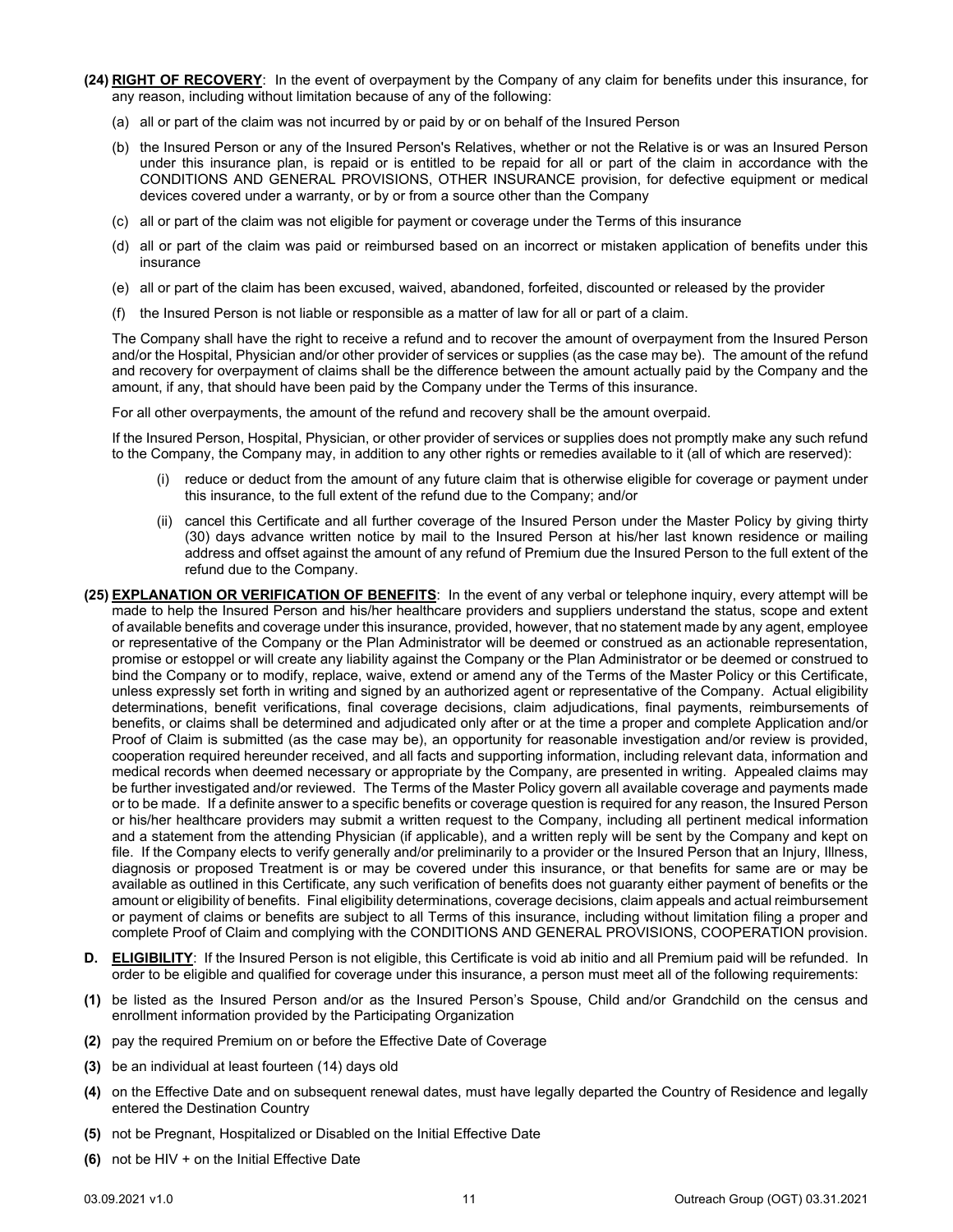**(24) <u>RIGHT OF RECOVERY</u>**: In the event of overpayment by the Company of any claim for benefits under this insurance, for any reason, including without limitation because of any of the following:

(a) all or part of the claim was not incurred by or paid by or on behalf of the Insured Person

(b) the Insured Person or any of the Insured Person's Relatives, whether or not the Relative is or was an Insured Person under this insurance plan, is repaid or is entitled to be repaid for all or part of the claim in accordance with the CONDITIONS AND GENERAL PROVISIONS, OTHER INSURANCE provision, for defective equipment or medical devices covered under a warranty, or by or from a source other than the Company

(c) all or part of the claim was not eligible for payment or coverage under the Terms of this insurance

(d) all or part of the claim was paid or reimbursed based on an incorrect or mistaken application of benefits under this insurance

(e) all or part of the claim has been excused, waived, abandoned, forfeited, discounted or released by the provider

(f) the Insured Person is not liable or responsible as a matter of law for all or part of a claim.

The Company shall have the right to receive a refund and to recover the amount of overpayment from the Insured Person and/or the Hospital, Physician and/or other provider of services or supplies (as the case may be). The amount of the refund and recovery for overpayment of claims shall be the difference between the amount actually paid by the Company and the amount, if any, that should have been paid by the Company under the Terms of this insurance.

For all other overpayments, the amount of the refund and recovery shall be the amount overpaid.

If the Insured Person, Hospital, Physician, or other provider of services or supplies does not promptly make any such refund to the Company, the Company may, in addition to any other rights or remedies available to it (all of which are reserved):

(i) reduce or deduct from the amount of any future claim that is otherwise eligible for coverage or payment under this insurance, to the full extent of the refund due to the Company; and/or

(ii) cancel this Certificate and all further coverage of the Insured Person under the Master Policy by giving thirty (30) days advance written notice by mail to the Insured Person at his/her last known residence or mailing address and offset against the amount of any refund of Premium due the Insured Person to the full extent of the refund due to the Company.

**(25) <u>EXPLANATION OR VERIFICATION OF BENEFITS</u>**: In the event of any verbal or telephone inquiry, every attempt will be made to help the Insured Person and his/her healthcare providers and suppliers understand the status, scope and extent of available benefits and coverage under this insurance, provided, however, that no statement made by any agent, employee or representative of the Company or the Plan Administrator will be deemed or construed as an actionable representation, promise or estoppel or will create any liability against the Company or the Plan Administrator or be deemed or construed to bind the Company or to modify, replace, waive, extend or amend any of the Terms of the Master Policy or this Certificate, unless expressly set forth in writing and signed by an authorized agent or representative of the Company. Actual eligibility determinations, benefit verifications, final coverage decisions, claim adjudications, final payments, reimbursements of benefits, or claims shall be determined and adjudicated only after or at the time a proper and complete Application and/or Proof of Claim is submitted (as the case may be), an opportunity for reasonable investigation and/or review is provided, cooperation required hereunder received, and all facts and supporting information, including relevant data, information and medical records when deemed necessary or appropriate by the Company, are presented in writing. Appealed claims may be further investigated and/or reviewed. The Terms of the Master Policy govern all available coverage and payments made or to be made. If a definite answer to a specific benefits or coverage question is required for any reason, the Insured Person or his/her healthcare providers may submit a written request to the Company, including all pertinent medical information and a statement from the attending Physician (if applicable), and a written reply will be sent by the Company and kept on file. If the Company elects to verify generally and/or preliminarily to a provider or the Insured Person that an Injury, Illness, diagnosis or proposed Treatment is or may be covered under this insurance, or that benefits for same are or may be available as outlined in this Certificate, any such verification of benefits does not guaranty either payment of benefits or the amount or eligibility of benefits. Final eligibility determinations, coverage decisions, claim appeals and actual reimbursement or payment of claims or benefits are subject to all Terms of this insurance, including without limitation filing a proper and complete Proof of Claim and complying with the CONDITIONS AND GENERAL PROVISIONS, COOPERATION provision.

**D. <u>ELIGIBILITY</u>**: If the Insured Person is not eligible, this Certificate is void ab initio and all Premium paid will be refunded. In order to be eligible and qualified for coverage under this insurance, a person must meet all of the following requirements:

**(1)** be listed as the Insured Person and/or as the Insured Person's Spouse, Child and/or Grandchild on the census and enrollment information provided by the Participating Organization

**(2)** pay the required Premium on or before the Effective Date of Coverage

**(3)** be an individual at least fourteen (14) days old

**(4)** on the Effective Date and on subsequent renewal dates, must have legally departed the Country of Residence and legally entered the Destination Country

**(5)** not be Pregnant, Hospitalized or Disabled on the Initial Effective Date

**(6)** not be HIV + on the Initial Effective Date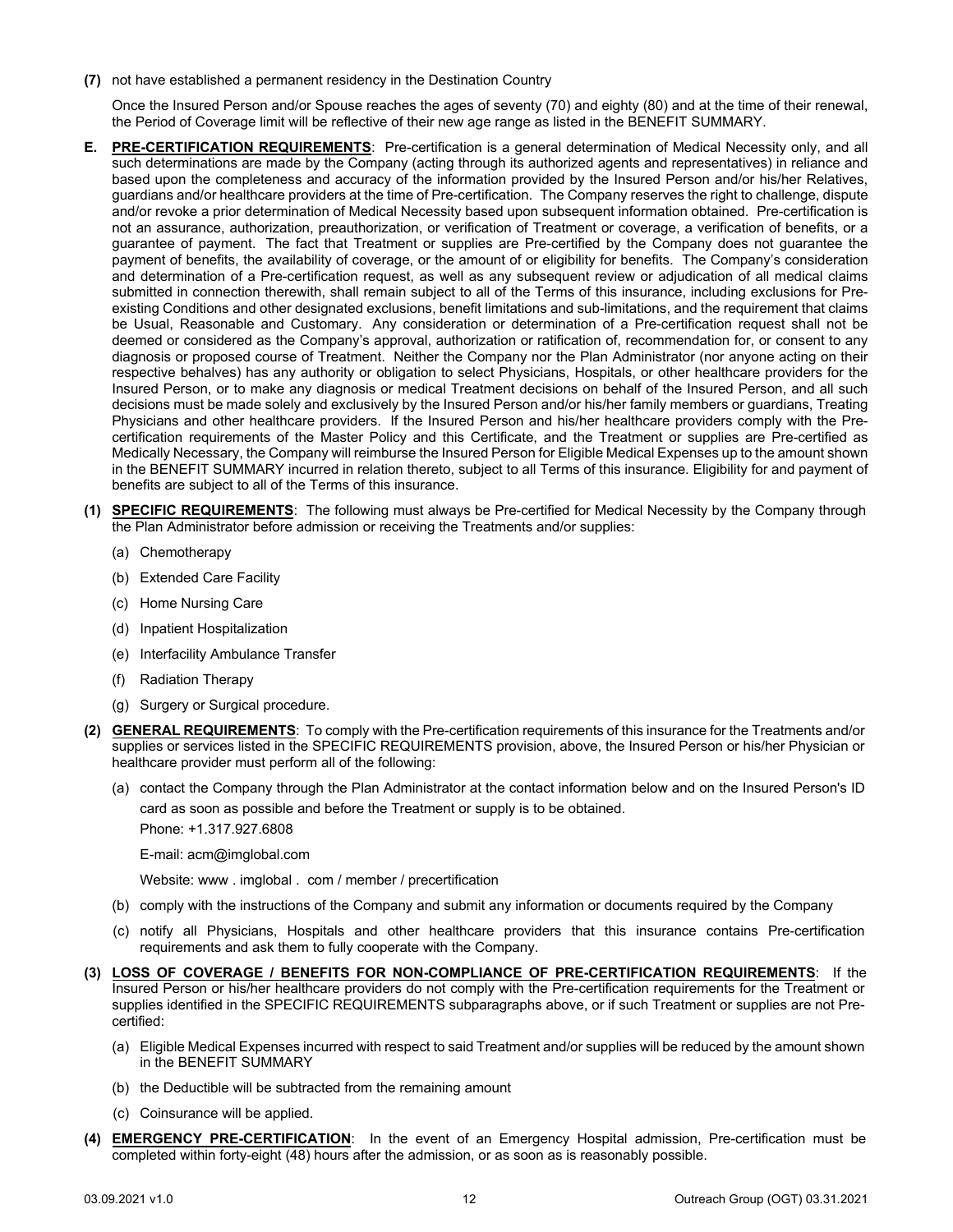**(7)** not have established a permanent residency in the Destination Country

Once the Insured Person and/or Spouse reaches the ages of seventy (70) and eighty (80) and at the time of their renewal, the Period of Coverage limit will be reflective of their new age range as listed in the BENEFIT SUMMARY.

**E. PRE-CERTIFICATION REQUIREMENTS**: Pre-certification is a general determination of Medical Necessity only, and all such determinations are made by the Company (acting through its authorized agents and representatives) in reliance and based upon the completeness and accuracy of the information provided by the Insured Person and/or his/her Relatives, guardians and/or healthcare providers at the time of Pre-certification. The Company reserves the right to challenge, dispute and/or revoke a prior determination of Medical Necessity based upon subsequent information obtained. Pre-certification is not an assurance, authorization, preauthorization, or verification of Treatment or coverage, a verification of benefits, or a guarantee of payment. The fact that Treatment or supplies are Pre-certified by the Company does not guarantee the payment of benefits, the availability of coverage, or the amount of or eligibility for benefits. The Company's consideration and determination of a Pre-certification request, as well as any subsequent review or adjudication of all medical claims submitted in connection therewith, shall remain subject to all of the Terms of this insurance, including exclusions for Pre-existing Conditions and other designated exclusions, benefit limitations and sub-limitations, and the requirement that claims be Usual, Reasonable and Customary. Any consideration or determination of a Pre-certification request shall not be deemed or considered as the Company's approval, authorization or ratification of, recommendation for, or consent to any diagnosis or proposed course of Treatment. Neither the Company nor the Plan Administrator (nor anyone acting on their respective behalves) has any authority or obligation to select Physicians, Hospitals, or other healthcare providers for the Insured Person, or to make any diagnosis or medical Treatment decisions on behalf of the Insured Person, and all such decisions must be made solely and exclusively by the Insured Person and/or his/her family members or guardians, Treating Physicians and other healthcare providers. If the Insured Person and his/her healthcare providers comply with the Pre-certification requirements of the Master Policy and this Certificate, and the Treatment or supplies are Pre-certified as Medically Necessary, the Company will reimburse the Insured Person for Eligible Medical Expenses up to the amount shown in the BENEFIT SUMMARY incurred in relation thereto, subject to all Terms of this insurance. Eligibility for and payment of benefits are subject to all of the Terms of this insurance.

**(1) SPECIFIC REQUIREMENTS**: The following must always be Pre-certified for Medical Necessity by the Company through the Plan Administrator before admission or receiving the Treatments and/or supplies:

(a) Chemotherapy

(b) Extended Care Facility

(c) Home Nursing Care

(d) Inpatient Hospitalization

(e) Interfacility Ambulance Transfer

(f) Radiation Therapy

(g) Surgery or Surgical procedure.

**(2) GENERAL REQUIREMENTS**: To comply with the Pre-certification requirements of this insurance for the Treatments and/or supplies or services listed in the SPECIFIC REQUIREMENTS provision, above, the Insured Person or his/her Physician or healthcare provider must perform all of the following:

(a) contact the Company through the Plan Administrator at the contact information below and on the Insured Person's ID card as soon as possible and before the Treatment or supply is to be obtained.

Phone: +1.317.927.6808

E-mail: acm@imglobal.com

Website: www . imglobal . com / member / precertification

(b) comply with the instructions of the Company and submit any information or documents required by the Company

(c) notify all Physicians, Hospitals and other healthcare providers that this insurance contains Pre-certification requirements and ask them to fully cooperate with the Company.

**(3) LOSS OF COVERAGE / BENEFITS FOR NON-COMPLIANCE OF PRE-CERTIFICATION REQUIREMENTS**: If the Insured Person or his/her healthcare providers do not comply with the Pre-certification requirements for the Treatment or supplies identified in the SPECIFIC REQUIREMENTS subparagraphs above, or if such Treatment or supplies are not Pre-certified:

(a) Eligible Medical Expenses incurred with respect to said Treatment and/or supplies will be reduced by the amount shown in the BENEFIT SUMMARY

(b) the Deductible will be subtracted from the remaining amount

(c) Coinsurance will be applied.

**(4) EMERGENCY PRE-CERTIFICATION**: In the event of an Emergency Hospital admission, Pre-certification must be completed within forty-eight (48) hours after the admission, or as soon as is reasonably possible.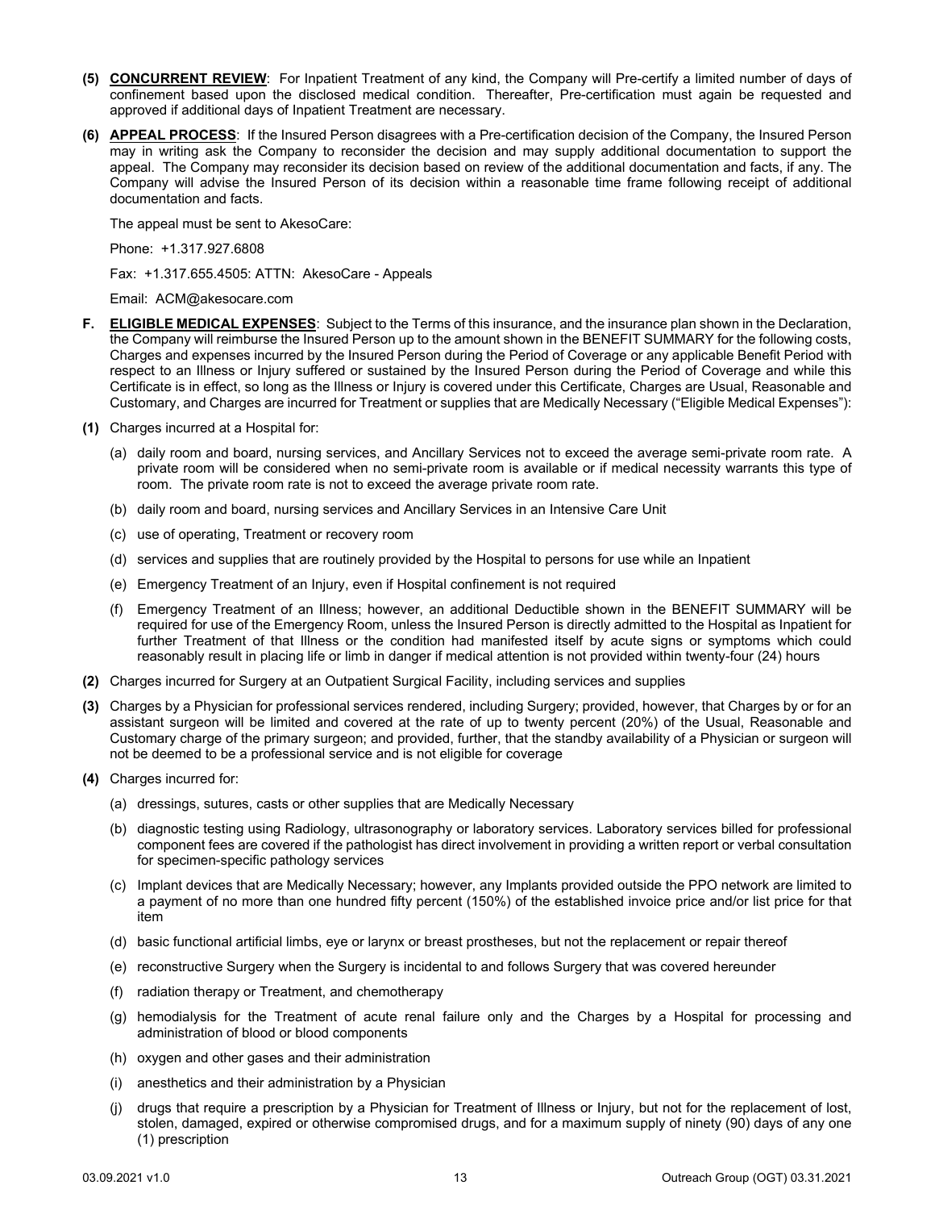**(5) CONCURRENT REVIEW**: For Inpatient Treatment of any kind, the Company will Pre-certify a limited number of days of confinement based upon the disclosed medical condition. Thereafter, Pre-certification must again be requested and approved if additional days of Inpatient Treatment are necessary.

**(6) APPEAL PROCESS**: If the Insured Person disagrees with a Pre-certification decision of the Company, the Insured Person may in writing ask the Company to reconsider the decision and may supply additional documentation to support the appeal. The Company may reconsider its decision based on review of the additional documentation and facts, if any. The Company will advise the Insured Person of its decision within a reasonable time frame following receipt of additional documentation and facts.

The appeal must be sent to AkesoCare:

Phone: +1.317.927.6808

Fax: +1.317.655.4505: ATTN: AkesoCare - Appeals

Email: ACM@akesocare.com

**F. ELIGIBLE MEDICAL EXPENSES**: Subject to the Terms of this insurance, and the insurance plan shown in the Declaration, the Company will reimburse the Insured Person up to the amount shown in the BENEFIT SUMMARY for the following costs, Charges and expenses incurred by the Insured Person during the Period of Coverage or any applicable Benefit Period with respect to an Illness or Injury suffered or sustained by the Insured Person during the Period of Coverage and while this Certificate is in effect, so long as the Illness or Injury is covered under this Certificate, Charges are Usual, Reasonable and Customary, and Charges are incurred for Treatment or supplies that are Medically Necessary ("Eligible Medical Expenses"):

**(1)** Charges incurred at a Hospital for:

(a) daily room and board, nursing services, and Ancillary Services not to exceed the average semi-private room rate. A private room will be considered when no semi-private room is available or if medical necessity warrants this type of room. The private room rate is not to exceed the average private room rate.

(b) daily room and board, nursing services and Ancillary Services in an Intensive Care Unit

(c) use of operating, Treatment or recovery room

(d) services and supplies that are routinely provided by the Hospital to persons for use while an Inpatient

(e) Emergency Treatment of an Injury, even if Hospital confinement is not required

(f) Emergency Treatment of an Illness; however, an additional Deductible shown in the BENEFIT SUMMARY will be required for use of the Emergency Room, unless the Insured Person is directly admitted to the Hospital as Inpatient for further Treatment of that Illness or the condition had manifested itself by acute signs or symptoms which could reasonably result in placing life or limb in danger if medical attention is not provided within twenty-four (24) hours

**(2)** Charges incurred for Surgery at an Outpatient Surgical Facility, including services and supplies

**(3)** Charges by a Physician for professional services rendered, including Surgery; provided, however, that Charges by or for an assistant surgeon will be limited and covered at the rate of up to twenty percent (20%) of the Usual, Reasonable and Customary charge of the primary surgeon; and provided, further, that the standby availability of a Physician or surgeon will not be deemed to be a professional service and is not eligible for coverage

**(4)** Charges incurred for:

(a) dressings, sutures, casts or other supplies that are Medically Necessary

(b) diagnostic testing using Radiology, ultrasonography or laboratory services. Laboratory services billed for professional component fees are covered if the pathologist has direct involvement in providing a written report or verbal consultation for specimen-specific pathology services

(c) Implant devices that are Medically Necessary; however, any Implants provided outside the PPO network are limited to a payment of no more than one hundred fifty percent (150%) of the established invoice price and/or list price for that item

(d) basic functional artificial limbs, eye or larynx or breast prostheses, but not the replacement or repair thereof

(e) reconstructive Surgery when the Surgery is incidental to and follows Surgery that was covered hereunder

(f) radiation therapy or Treatment, and chemotherapy

(g) hemodialysis for the Treatment of acute renal failure only and the Charges by a Hospital for processing and administration of blood or blood components

(h) oxygen and other gases and their administration

(i) anesthetics and their administration by a Physician

(j) drugs that require a prescription by a Physician for Treatment of Illness or Injury, but not for the replacement of lost, stolen, damaged, expired or otherwise compromised drugs, and for a maximum supply of ninety (90) days of any one (1) prescription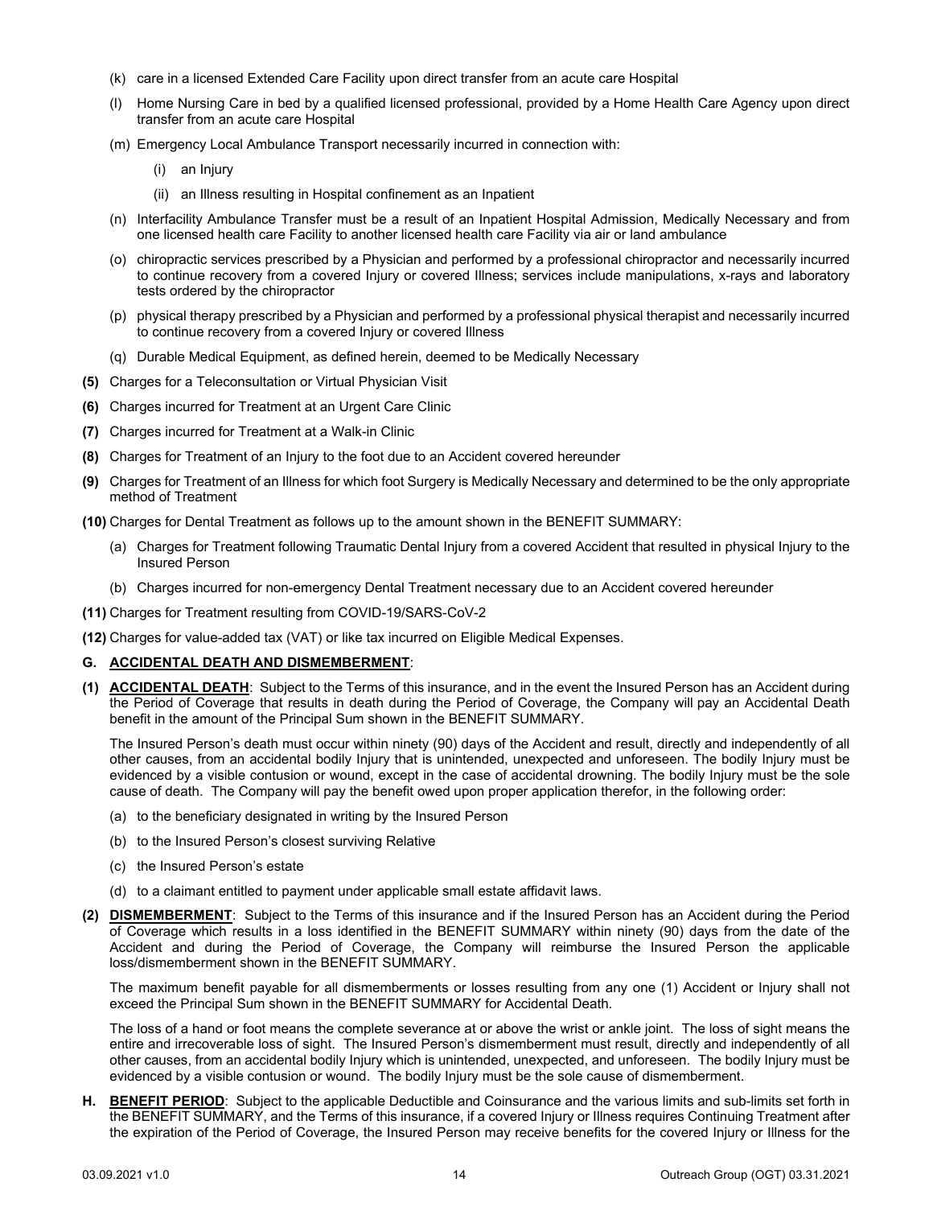(k) care in a licensed Extended Care Facility upon direct transfer from an acute care Hospital

(l) Home Nursing Care in bed by a qualified licensed professional, provided by a Home Health Care Agency upon direct transfer from an acute care Hospital

(m) Emergency Local Ambulance Transport necessarily incurred in connection with:

(i) an Injury

(ii) an Illness resulting in Hospital confinement as an Inpatient

(n) Interfacility Ambulance Transfer must be a result of an Inpatient Hospital Admission, Medically Necessary and from one licensed health care Facility to another licensed health care Facility via air or land ambulance

(o) chiropractic services prescribed by a Physician and performed by a professional chiropractor and necessarily incurred to continue recovery from a covered Injury or covered Illness; services include manipulations, x-rays and laboratory tests ordered by the chiropractor

(p) physical therapy prescribed by a Physician and performed by a professional physical therapist and necessarily incurred to continue recovery from a covered Injury or covered Illness

(q) Durable Medical Equipment, as defined herein, deemed to be Medically Necessary

**(5)** Charges for a Teleconsultation or Virtual Physician Visit

**(6)** Charges incurred for Treatment at an Urgent Care Clinic

**(7)** Charges incurred for Treatment at a Walk-in Clinic

**(8)** Charges for Treatment of an Injury to the foot due to an Accident covered hereunder

**(9)** Charges for Treatment of an Illness for which foot Surgery is Medically Necessary and determined to be the only appropriate method of Treatment

**(10)** Charges for Dental Treatment as follows up to the amount shown in the BENEFIT SUMMARY:

(a) Charges for Treatment following Traumatic Dental Injury from a covered Accident that resulted in physical Injury to the Insured Person

(b) Charges incurred for non-emergency Dental Treatment necessary due to an Accident covered hereunder

**(11)** Charges for Treatment resulting from COVID-19/SARS-CoV-2

**(12)** Charges for value-added tax (VAT) or like tax incurred on Eligible Medical Expenses.

**G. <u>ACCIDENTAL DEATH AND DISMEMBERMENT</u>**:

**(1) <u>ACCIDENTAL DEATH</u>**: Subject to the Terms of this insurance, and in the event the Insured Person has an Accident during the Period of Coverage that results in death during the Period of Coverage, the Company will pay an Accidental Death benefit in the amount of the Principal Sum shown in the BENEFIT SUMMARY.

The Insured Person's death must occur within ninety (90) days of the Accident and result, directly and independently of all other causes, from an accidental bodily Injury that is unintended, unexpected and unforeseen. The bodily Injury must be evidenced by a visible contusion or wound, except in the case of accidental drowning. The bodily Injury must be the sole cause of death. The Company will pay the benefit owed upon proper application therefor, in the following order:

(a) to the beneficiary designated in writing by the Insured Person

(b) to the Insured Person's closest surviving Relative

(c) the Insured Person's estate

(d) to a claimant entitled to payment under applicable small estate affidavit laws.

**(2) <u>DISMEMBERMENT</u>**: Subject to the Terms of this insurance and if the Insured Person has an Accident during the Period of Coverage which results in a loss identified in the BENEFIT SUMMARY within ninety (90) days from the date of the Accident and during the Period of Coverage, the Company will reimburse the Insured Person the applicable loss/dismemberment shown in the BENEFIT SUMMARY.

The maximum benefit payable for all dismemberments or losses resulting from any one (1) Accident or Injury shall not exceed the Principal Sum shown in the BENEFIT SUMMARY for Accidental Death.

The loss of a hand or foot means the complete severance at or above the wrist or ankle joint. The loss of sight means the entire and irrecoverable loss of sight. The Insured Person's dismemberment must result, directly and independently of all other causes, from an accidental bodily Injury which is unintended, unexpected, and unforeseen. The bodily Injury must be evidenced by a visible contusion or wound. The bodily Injury must be the sole cause of dismemberment.

**H. <u>BENEFIT PERIOD</u>**: Subject to the applicable Deductible and Coinsurance and the various limits and sub-limits set forth in the BENEFIT SUMMARY, and the Terms of this insurance, if a covered Injury or Illness requires Continuing Treatment after the expiration of the Period of Coverage, the Insured Person may receive benefits for the covered Injury or Illness for the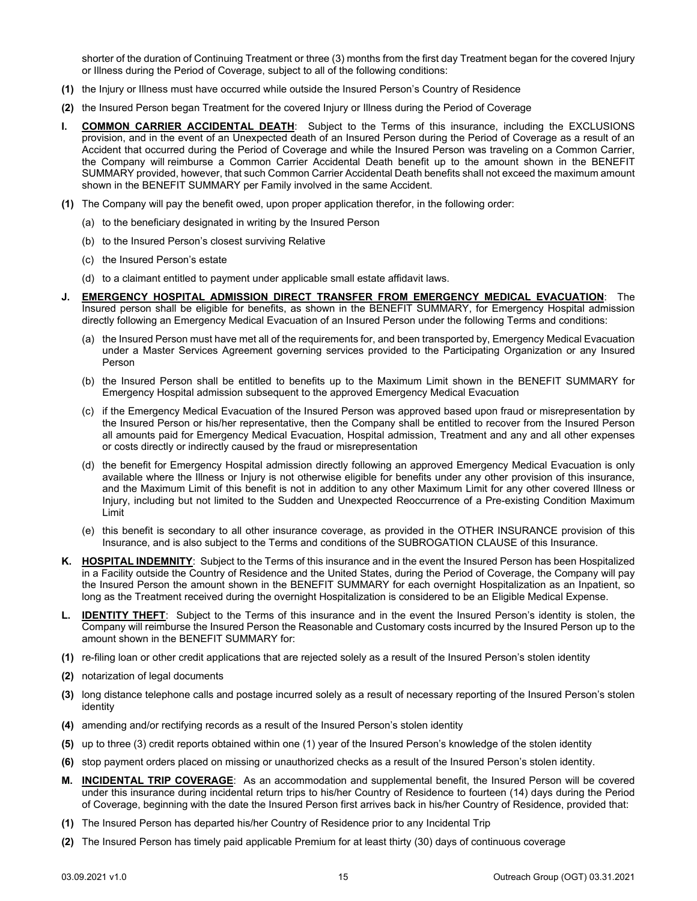shorter of the duration of Continuing Treatment or three (3) months from the first day Treatment began for the covered Injury or Illness during the Period of Coverage, subject to all of the following conditions:

**(1)** the Injury or Illness must have occurred while outside the Insured Person's Country of Residence

**(2)** the Insured Person began Treatment for the covered Injury or Illness during the Period of Coverage

**I.** **COMMON CARRIER ACCIDENTAL DEATH**: Subject to the Terms of this insurance, including the EXCLUSIONS provision, and in the event of an Unexpected death of an Insured Person during the Period of Coverage as a result of an Accident that occurred during the Period of Coverage and while the Insured Person was traveling on a Common Carrier, the Company will reimburse a Common Carrier Accidental Death benefit up to the amount shown in the BENEFIT SUMMARY provided, however, that such Common Carrier Accidental Death benefits shall not exceed the maximum amount shown in the BENEFIT SUMMARY per Family involved in the same Accident.

**(1)** The Company will pay the benefit owed, upon proper application therefor, in the following order:

- (a) to the beneficiary designated in writing by the Insured Person
- (b) to the Insured Person's closest surviving Relative
- (c) the Insured Person's estate
- (d) to a claimant entitled to payment under applicable small estate affidavit laws.

**J.** **EMERGENCY HOSPITAL ADMISSION DIRECT TRANSFER FROM EMERGENCY MEDICAL EVACUATION**: The Insured person shall be eligible for benefits, as shown in the BENEFIT SUMMARY, for Emergency Hospital admission directly following an Emergency Medical Evacuation of an Insured Person under the following Terms and conditions:

- (a) the Insured Person must have met all of the requirements for, and been transported by, Emergency Medical Evacuation under a Master Services Agreement governing services provided to the Participating Organization or any Insured Person
- (b) the Insured Person shall be entitled to benefits up to the Maximum Limit shown in the BENEFIT SUMMARY for Emergency Hospital admission subsequent to the approved Emergency Medical Evacuation
- (c) if the Emergency Medical Evacuation of the Insured Person was approved based upon fraud or misrepresentation by the Insured Person or his/her representative, then the Company shall be entitled to recover from the Insured Person all amounts paid for Emergency Medical Evacuation, Hospital admission, Treatment and any and all other expenses or costs directly or indirectly caused by the fraud or misrepresentation
- (d) the benefit for Emergency Hospital admission directly following an approved Emergency Medical Evacuation is only available where the Illness or Injury is not otherwise eligible for benefits under any other provision of this insurance, and the Maximum Limit of this benefit is not in addition to any other Maximum Limit for any other covered Illness or Injury, including but not limited to the Sudden and Unexpected Reoccurrence of a Pre-existing Condition Maximum Limit
- (e) this benefit is secondary to all other insurance coverage, as provided in the OTHER INSURANCE provision of this Insurance, and is also subject to the Terms and conditions of the SUBROGATION CLAUSE of this Insurance.

**K.** **HOSPITAL INDEMNITY**: Subject to the Terms of this insurance and in the event the Insured Person has been Hospitalized in a Facility outside the Country of Residence and the United States, during the Period of Coverage, the Company will pay the Insured Person the amount shown in the BENEFIT SUMMARY for each overnight Hospitalization as an Inpatient, so long as the Treatment received during the overnight Hospitalization is considered to be an Eligible Medical Expense.

**L.** **IDENTITY THEFT**: Subject to the Terms of this insurance and in the event the Insured Person's identity is stolen, the Company will reimburse the Insured Person the Reasonable and Customary costs incurred by the Insured Person up to the amount shown in the BENEFIT SUMMARY for:

**(1)** re-filing loan or other credit applications that are rejected solely as a result of the Insured Person's stolen identity

**(2)** notarization of legal documents

**(3)** long distance telephone calls and postage incurred solely as a result of necessary reporting of the Insured Person's stolen identity

**(4)** amending and/or rectifying records as a result of the Insured Person's stolen identity

**(5)** up to three (3) credit reports obtained within one (1) year of the Insured Person's knowledge of the stolen identity

**(6)** stop payment orders placed on missing or unauthorized checks as a result of the Insured Person's stolen identity.

**M.** **INCIDENTAL TRIP COVERAGE**: As an accommodation and supplemental benefit, the Insured Person will be covered under this insurance during incidental return trips to his/her Country of Residence to fourteen (14) days during the Period of Coverage, beginning with the date the Insured Person first arrives back in his/her Country of Residence, provided that:

**(1)** The Insured Person has departed his/her Country of Residence prior to any Incidental Trip

**(2)** The Insured Person has timely paid applicable Premium for at least thirty (30) days of continuous coverage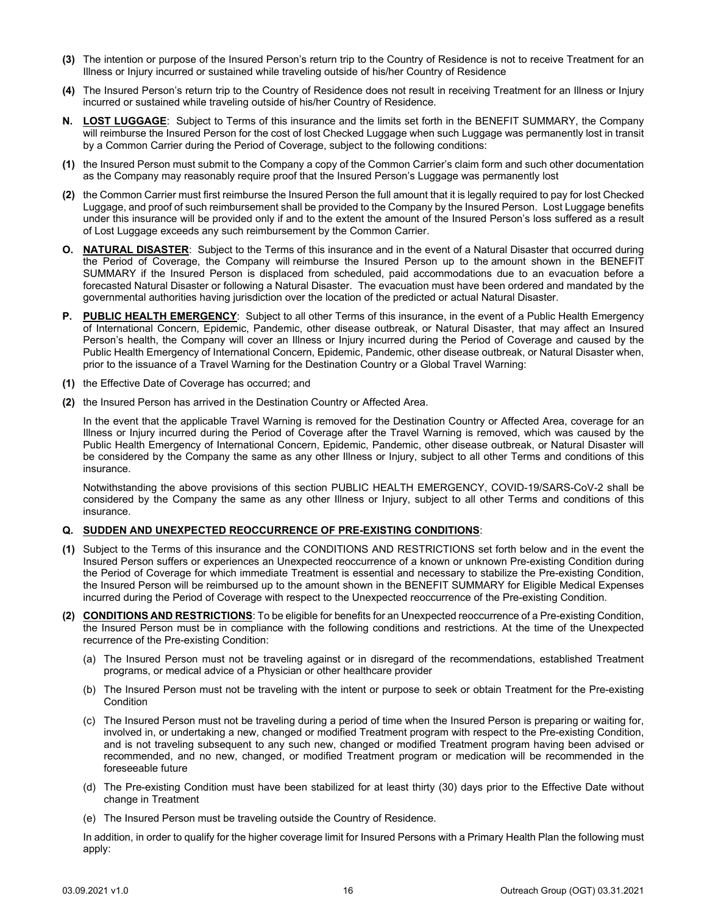**(3)** The intention or purpose of the Insured Person's return trip to the Country of Residence is not to receive Treatment for an Illness or Injury incurred or sustained while traveling outside of his/her Country of Residence

**(4)** The Insured Person's return trip to the Country of Residence does not result in receiving Treatment for an Illness or Injury incurred or sustained while traveling outside of his/her Country of Residence.

**N. LOST LUGGAGE**: Subject to Terms of this insurance and the limits set forth in the BENEFIT SUMMARY, the Company will reimburse the Insured Person for the cost of lost Checked Luggage when such Luggage was permanently lost in transit by a Common Carrier during the Period of Coverage, subject to the following conditions:

**(1)** the Insured Person must submit to the Company a copy of the Common Carrier's claim form and such other documentation as the Company may reasonably require proof that the Insured Person's Luggage was permanently lost

**(2)** the Common Carrier must first reimburse the Insured Person the full amount that it is legally required to pay for lost Checked Luggage, and proof of such reimbursement shall be provided to the Company by the Insured Person. Lost Luggage benefits under this insurance will be provided only if and to the extent the amount of the Insured Person's loss suffered as a result of Lost Luggage exceeds any such reimbursement by the Common Carrier.

**O. NATURAL DISASTER**: Subject to the Terms of this insurance and in the event of a Natural Disaster that occurred during the Period of Coverage, the Company will reimburse the Insured Person up to the amount shown in the BENEFIT SUMMARY if the Insured Person is displaced from scheduled, paid accommodations due to an evacuation before a forecasted Natural Disaster or following a Natural Disaster. The evacuation must have been ordered and mandated by the governmental authorities having jurisdiction over the location of the predicted or actual Natural Disaster.

**P. PUBLIC HEALTH EMERGENCY**: Subject to all other Terms of this insurance, in the event of a Public Health Emergency of International Concern, Epidemic, Pandemic, other disease outbreak, or Natural Disaster, that may affect an Insured Person's health, the Company will cover an Illness or Injury incurred during the Period of Coverage and caused by the Public Health Emergency of International Concern, Epidemic, Pandemic, other disease outbreak, or Natural Disaster when, prior to the issuance of a Travel Warning for the Destination Country or a Global Travel Warning:

**(1)** the Effective Date of Coverage has occurred; and

**(2)** the Insured Person has arrived in the Destination Country or Affected Area.

In the event that the applicable Travel Warning is removed for the Destination Country or Affected Area, coverage for an Illness or Injury incurred during the Period of Coverage after the Travel Warning is removed, which was caused by the Public Health Emergency of International Concern, Epidemic, Pandemic, other disease outbreak, or Natural Disaster will be considered by the Company the same as any other Illness or Injury, subject to all other Terms and conditions of this insurance.

Notwithstanding the above provisions of this section PUBLIC HEALTH EMERGENCY, COVID-19/SARS-CoV-2 shall be considered by the Company the same as any other Illness or Injury, subject to all other Terms and conditions of this insurance.

**Q. SUDDEN AND UNEXPECTED REOCCURRENCE OF PRE-EXISTING CONDITIONS**:

**(1)** Subject to the Terms of this insurance and the CONDITIONS AND RESTRICTIONS set forth below and in the event the Insured Person suffers or experiences an Unexpected reoccurrence of a known or unknown Pre-existing Condition during the Period of Coverage for which immediate Treatment is essential and necessary to stabilize the Pre-existing Condition, the Insured Person will be reimbursed up to the amount shown in the BENEFIT SUMMARY for Eligible Medical Expenses incurred during the Period of Coverage with respect to the Unexpected reoccurrence of the Pre-existing Condition.

**(2) CONDITIONS AND RESTRICTIONS**: To be eligible for benefits for an Unexpected reoccurrence of a Pre-existing Condition, the Insured Person must be in compliance with the following conditions and restrictions. At the time of the Unexpected recurrence of the Pre-existing Condition:

(a) The Insured Person must not be traveling against or in disregard of the recommendations, established Treatment programs, or medical advice of a Physician or other healthcare provider

(b) The Insured Person must not be traveling with the intent or purpose to seek or obtain Treatment for the Pre-existing Condition

(c) The Insured Person must not be traveling during a period of time when the Insured Person is preparing or waiting for, involved in, or undertaking a new, changed or modified Treatment program with respect to the Pre-existing Condition, and is not traveling subsequent to any such new, changed or modified Treatment program having been advised or recommended, and no new, changed, or modified Treatment program or medication will be recommended in the foreseeable future

(d) The Pre-existing Condition must have been stabilized for at least thirty (30) days prior to the Effective Date without change in Treatment

(e) The Insured Person must be traveling outside the Country of Residence.

In addition, in order to qualify for the higher coverage limit for Insured Persons with a Primary Health Plan the following must apply: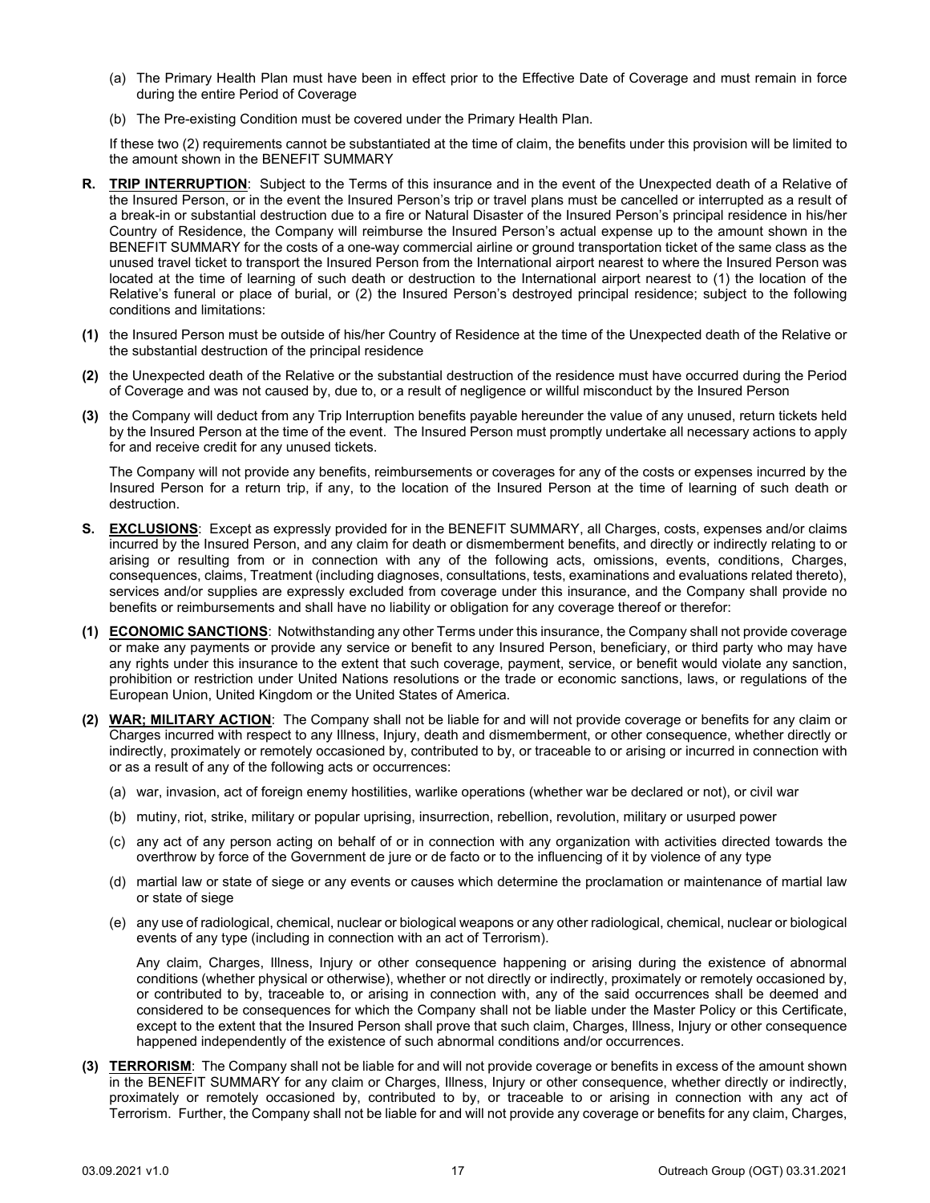(a) The Primary Health Plan must have been in effect prior to the Effective Date of Coverage and must remain in force during the entire Period of Coverage

(b) The Pre-existing Condition must be covered under the Primary Health Plan.

If these two (2) requirements cannot be substantiated at the time of claim, the benefits under this provision will be limited to the amount shown in the BENEFIT SUMMARY

**R. <u>TRIP INTERRUPTION</u>**: Subject to the Terms of this insurance and in the event of the Unexpected death of a Relative of the Insured Person, or in the event the Insured Person's trip or travel plans must be cancelled or interrupted as a result of a break-in or substantial destruction due to a fire or Natural Disaster of the Insured Person's principal residence in his/her Country of Residence, the Company will reimburse the Insured Person's actual expense up to the amount shown in the BENEFIT SUMMARY for the costs of a one-way commercial airline or ground transportation ticket of the same class as the unused travel ticket to transport the Insured Person from the International airport nearest to where the Insured Person was located at the time of learning of such death or destruction to the International airport nearest to (1) the location of the Relative's funeral or place of burial, or (2) the Insured Person's destroyed principal residence; subject to the following conditions and limitations:

**(1)** the Insured Person must be outside of his/her Country of Residence at the time of the Unexpected death of the Relative or the substantial destruction of the principal residence

**(2)** the Unexpected death of the Relative or the substantial destruction of the residence must have occurred during the Period of Coverage and was not caused by, due to, or a result of negligence or willful misconduct by the Insured Person

**(3)** the Company will deduct from any Trip Interruption benefits payable hereunder the value of any unused, return tickets held by the Insured Person at the time of the event. The Insured Person must promptly undertake all necessary actions to apply for and receive credit for any unused tickets.

The Company will not provide any benefits, reimbursements or coverages for any of the costs or expenses incurred by the Insured Person for a return trip, if any, to the location of the Insured Person at the time of learning of such death or destruction.

**S. <u>EXCLUSIONS</u>**: Except as expressly provided for in the BENEFIT SUMMARY, all Charges, costs, expenses and/or claims incurred by the Insured Person, and any claim for death or dismemberment benefits, and directly or indirectly relating to or arising or resulting from or in connection with any of the following acts, omissions, events, conditions, Charges, consequences, claims, Treatment (including diagnoses, consultations, tests, examinations and evaluations related thereto), services and/or supplies are expressly excluded from coverage under this insurance, and the Company shall provide no benefits or reimbursements and shall have no liability or obligation for any coverage thereof or therefor:

**(1) <u>ECONOMIC SANCTIONS</u>**: Notwithstanding any other Terms under this insurance, the Company shall not provide coverage or make any payments or provide any service or benefit to any Insured Person, beneficiary, or third party who may have any rights under this insurance to the extent that such coverage, payment, service, or benefit would violate any sanction, prohibition or restriction under United Nations resolutions or the trade or economic sanctions, laws, or regulations of the European Union, United Kingdom or the United States of America.

**(2) <u>WAR; MILITARY ACTION</u>**: The Company shall not be liable for and will not provide coverage or benefits for any claim or Charges incurred with respect to any Illness, Injury, death and dismemberment, or other consequence, whether directly or indirectly, proximately or remotely occasioned by, contributed to by, or traceable to or arising or incurred in connection with or as a result of any of the following acts or occurrences:

(a) war, invasion, act of foreign enemy hostilities, warlike operations (whether war be declared or not), or civil war

(b) mutiny, riot, strike, military or popular uprising, insurrection, rebellion, revolution, military or usurped power

(c) any act of any person acting on behalf of or in connection with any organization with activities directed towards the overthrow by force of the Government de jure or de facto or to the influencing of it by violence of any type

(d) martial law or state of siege or any events or causes which determine the proclamation or maintenance of martial law or state of siege

(e) any use of radiological, chemical, nuclear or biological weapons or any other radiological, chemical, nuclear or biological events of any type (including in connection with an act of Terrorism).

Any claim, Charges, Illness, Injury or other consequence happening or arising during the existence of abnormal conditions (whether physical or otherwise), whether or not directly or indirectly, proximately or remotely occasioned by, or contributed to by, traceable to, or arising in connection with, any of the said occurrences shall be deemed and considered to be consequences for which the Company shall not be liable under the Master Policy or this Certificate, except to the extent that the Insured Person shall prove that such claim, Charges, Illness, Injury or other consequence happened independently of the existence of such abnormal conditions and/or occurrences.

**(3) <u>TERRORISM</u>**: The Company shall not be liable for and will not provide coverage or benefits in excess of the amount shown in the BENEFIT SUMMARY for any claim or Charges, Illness, Injury or other consequence, whether directly or indirectly, proximately or remotely occasioned by, contributed to by, or traceable to or arising in connection with any act of Terrorism. Further, the Company shall not be liable for and will not provide any coverage or benefits for any claim, Charges,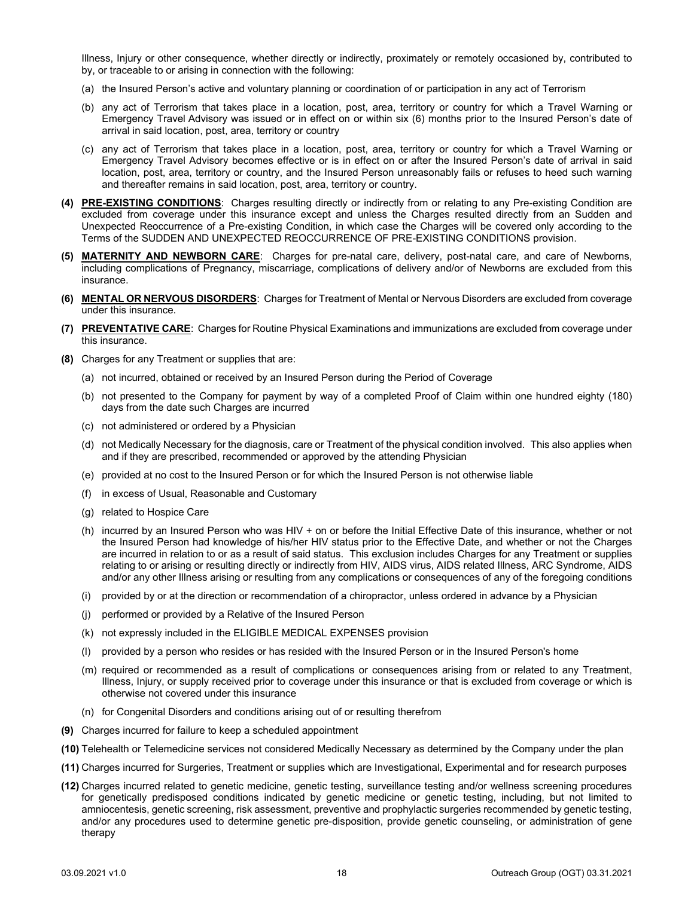Illness, Injury or other consequence, whether directly or indirectly, proximately or remotely occasioned by, contributed to by, or traceable to or arising in connection with the following:

(a) the Insured Person's active and voluntary planning or coordination of or participation in any act of Terrorism

(b) any act of Terrorism that takes place in a location, post, area, territory or country for which a Travel Warning or Emergency Travel Advisory was issued or in effect on or within six (6) months prior to the Insured Person's date of arrival in said location, post, area, territory or country

(c) any act of Terrorism that takes place in a location, post, area, territory or country for which a Travel Warning or Emergency Travel Advisory becomes effective or is in effect on or after the Insured Person's date of arrival in said location, post, area, territory or country, and the Insured Person unreasonably fails or refuses to heed such warning and thereafter remains in said location, post, area, territory or country.

**(4)** **PRE-EXISTING CONDITIONS**: Charges resulting directly or indirectly from or relating to any Pre-existing Condition are excluded from coverage under this insurance except and unless the Charges resulted directly from an Sudden and Unexpected Reoccurrence of a Pre-existing Condition, in which case the Charges will be covered only according to the Terms of the SUDDEN AND UNEXPECTED REOCCURRENCE OF PRE-EXISTING CONDITIONS provision.

**(5)** **MATERNITY AND NEWBORN CARE**: Charges for pre-natal care, delivery, post-natal care, and care of Newborns, including complications of Pregnancy, miscarriage, complications of delivery and/or of Newborns are excluded from this insurance.

**(6)** **MENTAL OR NERVOUS DISORDERS**: Charges for Treatment of Mental or Nervous Disorders are excluded from coverage under this insurance.

**(7)** **PREVENTATIVE CARE**: Charges for Routine Physical Examinations and immunizations are excluded from coverage under this insurance.

**(8)** Charges for any Treatment or supplies that are:

(a) not incurred, obtained or received by an Insured Person during the Period of Coverage

(b) not presented to the Company for payment by way of a completed Proof of Claim within one hundred eighty (180) days from the date such Charges are incurred

(c) not administered or ordered by a Physician

(d) not Medically Necessary for the diagnosis, care or Treatment of the physical condition involved. This also applies when and if they are prescribed, recommended or approved by the attending Physician

(e) provided at no cost to the Insured Person or for which the Insured Person is not otherwise liable

(f) in excess of Usual, Reasonable and Customary

(g) related to Hospice Care

(h) incurred by an Insured Person who was HIV + on or before the Initial Effective Date of this insurance, whether or not the Insured Person had knowledge of his/her HIV status prior to the Effective Date, and whether or not the Charges are incurred in relation to or as a result of said status. This exclusion includes Charges for any Treatment or supplies relating to or arising or resulting directly or indirectly from HIV, AIDS virus, AIDS related Illness, ARC Syndrome, AIDS and/or any other Illness arising or resulting from any complications or consequences of any of the foregoing conditions

(i) provided by or at the direction or recommendation of a chiropractor, unless ordered in advance by a Physician

(j) performed or provided by a Relative of the Insured Person

(k) not expressly included in the ELIGIBLE MEDICAL EXPENSES provision

(l) provided by a person who resides or has resided with the Insured Person or in the Insured Person's home

(m) required or recommended as a result of complications or consequences arising from or related to any Treatment, Illness, Injury, or supply received prior to coverage under this insurance or that is excluded from coverage or which is otherwise not covered under this insurance

(n) for Congenital Disorders and conditions arising out of or resulting therefrom

**(9)** Charges incurred for failure to keep a scheduled appointment

**(10)** Telehealth or Telemedicine services not considered Medically Necessary as determined by the Company under the plan

**(11)** Charges incurred for Surgeries, Treatment or supplies which are Investigational, Experimental and for research purposes

**(12)** Charges incurred related to genetic medicine, genetic testing, surveillance testing and/or wellness screening procedures for genetically predisposed conditions indicated by genetic medicine or genetic testing, including, but not limited to amniocentesis, genetic screening, risk assessment, preventive and prophylactic surgeries recommended by genetic testing, and/or any procedures used to determine genetic pre-disposition, provide genetic counseling, or administration of gene therapy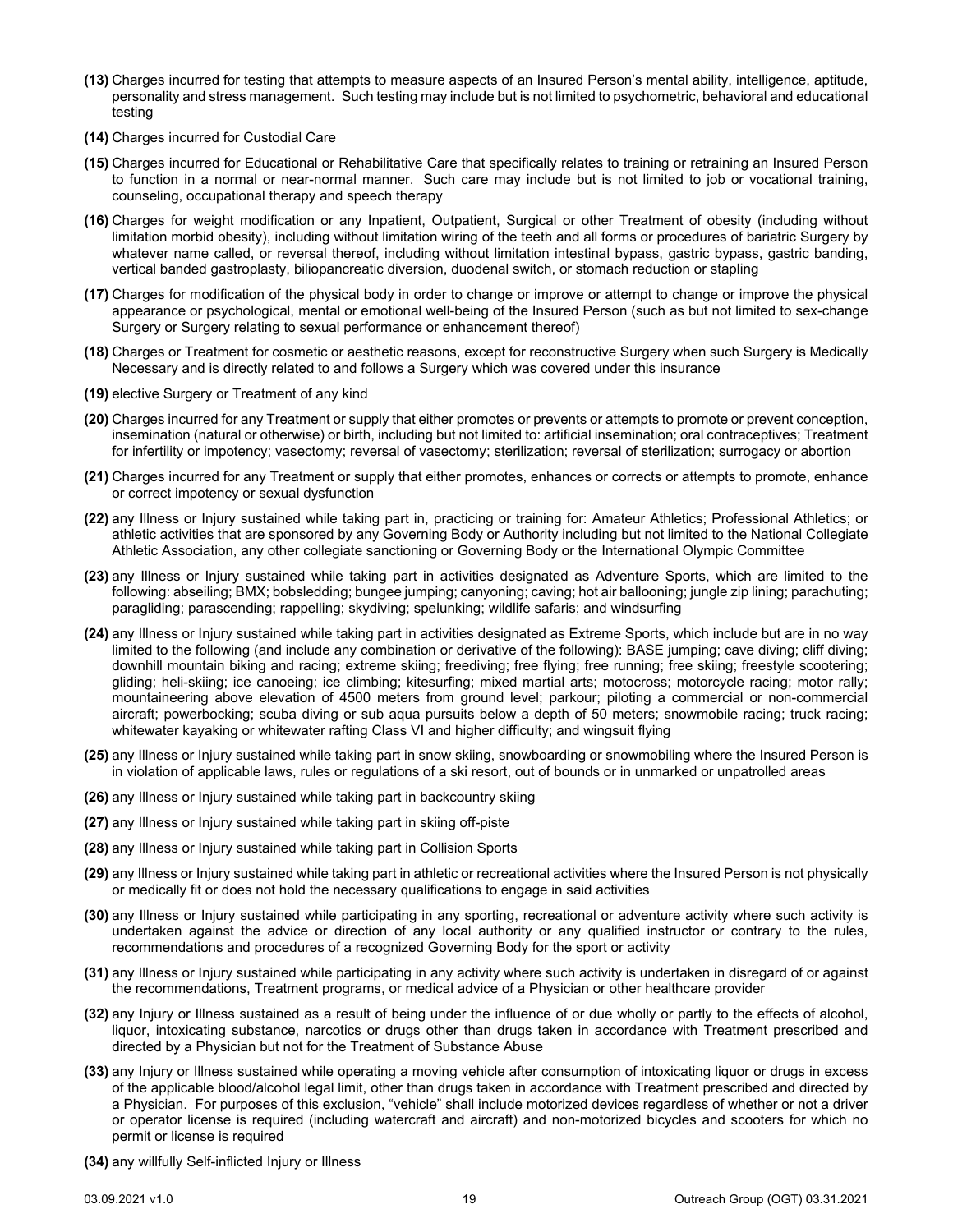**(13)** Charges incurred for testing that attempts to measure aspects of an Insured Person's mental ability, intelligence, aptitude, personality and stress management. Such testing may include but is not limited to psychometric, behavioral and educational testing

**(14)** Charges incurred for Custodial Care

**(15)** Charges incurred for Educational or Rehabilitative Care that specifically relates to training or retraining an Insured Person to function in a normal or near-normal manner. Such care may include but is not limited to job or vocational training, counseling, occupational therapy and speech therapy

**(16)** Charges for weight modification or any Inpatient, Outpatient, Surgical or other Treatment of obesity (including without limitation morbid obesity), including without limitation wiring of the teeth and all forms or procedures of bariatric Surgery by whatever name called, or reversal thereof, including without limitation intestinal bypass, gastric bypass, gastric banding, vertical banded gastroplasty, biliopancreatic diversion, duodenal switch, or stomach reduction or stapling

**(17)** Charges for modification of the physical body in order to change or improve or attempt to change or improve the physical appearance or psychological, mental or emotional well-being of the Insured Person (such as but not limited to sex-change Surgery or Surgery relating to sexual performance or enhancement thereof)

**(18)** Charges or Treatment for cosmetic or aesthetic reasons, except for reconstructive Surgery when such Surgery is Medically Necessary and is directly related to and follows a Surgery which was covered under this insurance

**(19)** elective Surgery or Treatment of any kind

**(20)** Charges incurred for any Treatment or supply that either promotes or prevents or attempts to promote or prevent conception, insemination (natural or otherwise) or birth, including but not limited to: artificial insemination; oral contraceptives; Treatment for infertility or impotency; vasectomy; reversal of vasectomy; sterilization; reversal of sterilization; surrogacy or abortion

**(21)** Charges incurred for any Treatment or supply that either promotes, enhances or corrects or attempts to promote, enhance or correct impotency or sexual dysfunction

**(22)** any Illness or Injury sustained while taking part in, practicing or training for: Amateur Athletics; Professional Athletics; or athletic activities that are sponsored by any Governing Body or Authority including but not limited to the National Collegiate Athletic Association, any other collegiate sanctioning or Governing Body or the International Olympic Committee

**(23)** any Illness or Injury sustained while taking part in activities designated as Adventure Sports, which are limited to the following: abseiling; BMX; bobsledding; bungee jumping; canyoning; caving; hot air ballooning; jungle zip lining; parachuting; paragliding; parascending; rappelling; skydiving; spelunking; wildlife safaris; and windsurfing

**(24)** any Illness or Injury sustained while taking part in activities designated as Extreme Sports, which include but are in no way limited to the following (and include any combination or derivative of the following): BASE jumping; cave diving; cliff diving; downhill mountain biking and racing; extreme skiing; freediving; free flying; free running; free skiing; freestyle scootering; gliding; heli-skiing; ice canoeing; ice climbing; kitesurfing; mixed martial arts; motocross; motorcycle racing; motor rally; mountaineering above elevation of 4500 meters from ground level; parkour; piloting a commercial or non-commercial aircraft; powerbocking; scuba diving or sub aqua pursuits below a depth of 50 meters; snowmobile racing; truck racing; whitewater kayaking or whitewater rafting Class VI and higher difficulty; and wingsuit flying

**(25)** any Illness or Injury sustained while taking part in snow skiing, snowboarding or snowmobiling where the Insured Person is in violation of applicable laws, rules or regulations of a ski resort, out of bounds or in unmarked or unpatrolled areas

**(26)** any Illness or Injury sustained while taking part in backcountry skiing

**(27)** any Illness or Injury sustained while taking part in skiing off-piste

**(28)** any Illness or Injury sustained while taking part in Collision Sports

**(29)** any Illness or Injury sustained while taking part in athletic or recreational activities where the Insured Person is not physically or medically fit or does not hold the necessary qualifications to engage in said activities

**(30)** any Illness or Injury sustained while participating in any sporting, recreational or adventure activity where such activity is undertaken against the advice or direction of any local authority or any qualified instructor or contrary to the rules, recommendations and procedures of a recognized Governing Body for the sport or activity

**(31)** any Illness or Injury sustained while participating in any activity where such activity is undertaken in disregard of or against the recommendations, Treatment programs, or medical advice of a Physician or other healthcare provider

**(32)** any Injury or Illness sustained as a result of being under the influence of or due wholly or partly to the effects of alcohol, liquor, intoxicating substance, narcotics or drugs other than drugs taken in accordance with Treatment prescribed and directed by a Physician but not for the Treatment of Substance Abuse

**(33)** any Injury or Illness sustained while operating a moving vehicle after consumption of intoxicating liquor or drugs in excess of the applicable blood/alcohol legal limit, other than drugs taken in accordance with Treatment prescribed and directed by a Physician. For purposes of this exclusion, "vehicle" shall include motorized devices regardless of whether or not a driver or operator license is required (including watercraft and aircraft) and non-motorized bicycles and scooters for which no permit or license is required

**(34)** any willfully Self-inflicted Injury or Illness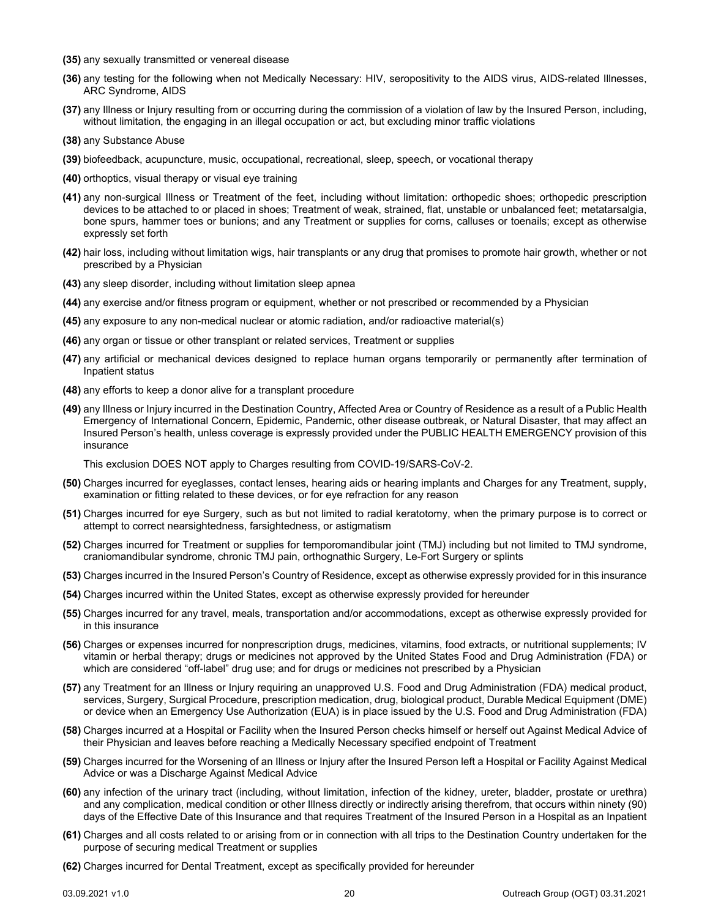**(35)** any sexually transmitted or venereal disease

**(36)** any testing for the following when not Medically Necessary: HIV, seropositivity to the AIDS virus, AIDS-related Illnesses, ARC Syndrome, AIDS

**(37)** any Illness or Injury resulting from or occurring during the commission of a violation of law by the Insured Person, including, without limitation, the engaging in an illegal occupation or act, but excluding minor traffic violations

**(38)** any Substance Abuse

**(39)** biofeedback, acupuncture, music, occupational, recreational, sleep, speech, or vocational therapy

**(40)** orthoptics, visual therapy or visual eye training

**(41)** any non-surgical Illness or Treatment of the feet, including without limitation: orthopedic shoes; orthopedic prescription devices to be attached to or placed in shoes; Treatment of weak, strained, flat, unstable or unbalanced feet; metatarsalgia, bone spurs, hammer toes or bunions; and any Treatment or supplies for corns, calluses or toenails; except as otherwise expressly set forth

**(42)** hair loss, including without limitation wigs, hair transplants or any drug that promises to promote hair growth, whether or not prescribed by a Physician

**(43)** any sleep disorder, including without limitation sleep apnea

**(44)** any exercise and/or fitness program or equipment, whether or not prescribed or recommended by a Physician

**(45)** any exposure to any non-medical nuclear or atomic radiation, and/or radioactive material(s)

**(46)** any organ or tissue or other transplant or related services, Treatment or supplies

**(47)** any artificial or mechanical devices designed to replace human organs temporarily or permanently after termination of Inpatient status

**(48)** any efforts to keep a donor alive for a transplant procedure

**(49)** any Illness or Injury incurred in the Destination Country, Affected Area or Country of Residence as a result of a Public Health Emergency of International Concern, Epidemic, Pandemic, other disease outbreak, or Natural Disaster, that may affect an Insured Person's health, unless coverage is expressly provided under the PUBLIC HEALTH EMERGENCY provision of this insurance

This exclusion DOES NOT apply to Charges resulting from COVID-19/SARS-CoV-2.

**(50)** Charges incurred for eyeglasses, contact lenses, hearing aids or hearing implants and Charges for any Treatment, supply, examination or fitting related to these devices, or for eye refraction for any reason

**(51)** Charges incurred for eye Surgery, such as but not limited to radial keratotomy, when the primary purpose is to correct or attempt to correct nearsightedness, farsightedness, or astigmatism

**(52)** Charges incurred for Treatment or supplies for temporomandibular joint (TMJ) including but not limited to TMJ syndrome, craniomandibular syndrome, chronic TMJ pain, orthognathic Surgery, Le-Fort Surgery or splints

**(53)** Charges incurred in the Insured Person's Country of Residence, except as otherwise expressly provided for in this insurance

**(54)** Charges incurred within the United States, except as otherwise expressly provided for hereunder

**(55)** Charges incurred for any travel, meals, transportation and/or accommodations, except as otherwise expressly provided for in this insurance

**(56)** Charges or expenses incurred for nonprescription drugs, medicines, vitamins, food extracts, or nutritional supplements; IV vitamin or herbal therapy; drugs or medicines not approved by the United States Food and Drug Administration (FDA) or which are considered "off-label" drug use; and for drugs or medicines not prescribed by a Physician

**(57)** any Treatment for an Illness or Injury requiring an unapproved U.S. Food and Drug Administration (FDA) medical product, services, Surgery, Surgical Procedure, prescription medication, drug, biological product, Durable Medical Equipment (DME) or device when an Emergency Use Authorization (EUA) is in place issued by the U.S. Food and Drug Administration (FDA)

**(58)** Charges incurred at a Hospital or Facility when the Insured Person checks himself or herself out Against Medical Advice of their Physician and leaves before reaching a Medically Necessary specified endpoint of Treatment

**(59)** Charges incurred for the Worsening of an Illness or Injury after the Insured Person left a Hospital or Facility Against Medical Advice or was a Discharge Against Medical Advice

**(60)** any infection of the urinary tract (including, without limitation, infection of the kidney, ureter, bladder, prostate or urethra) and any complication, medical condition or other Illness directly or indirectly arising therefrom, that occurs within ninety (90) days of the Effective Date of this Insurance and that requires Treatment of the Insured Person in a Hospital as an Inpatient

**(61)** Charges and all costs related to or arising from or in connection with all trips to the Destination Country undertaken for the purpose of securing medical Treatment or supplies

**(62)** Charges incurred for Dental Treatment, except as specifically provided for hereunder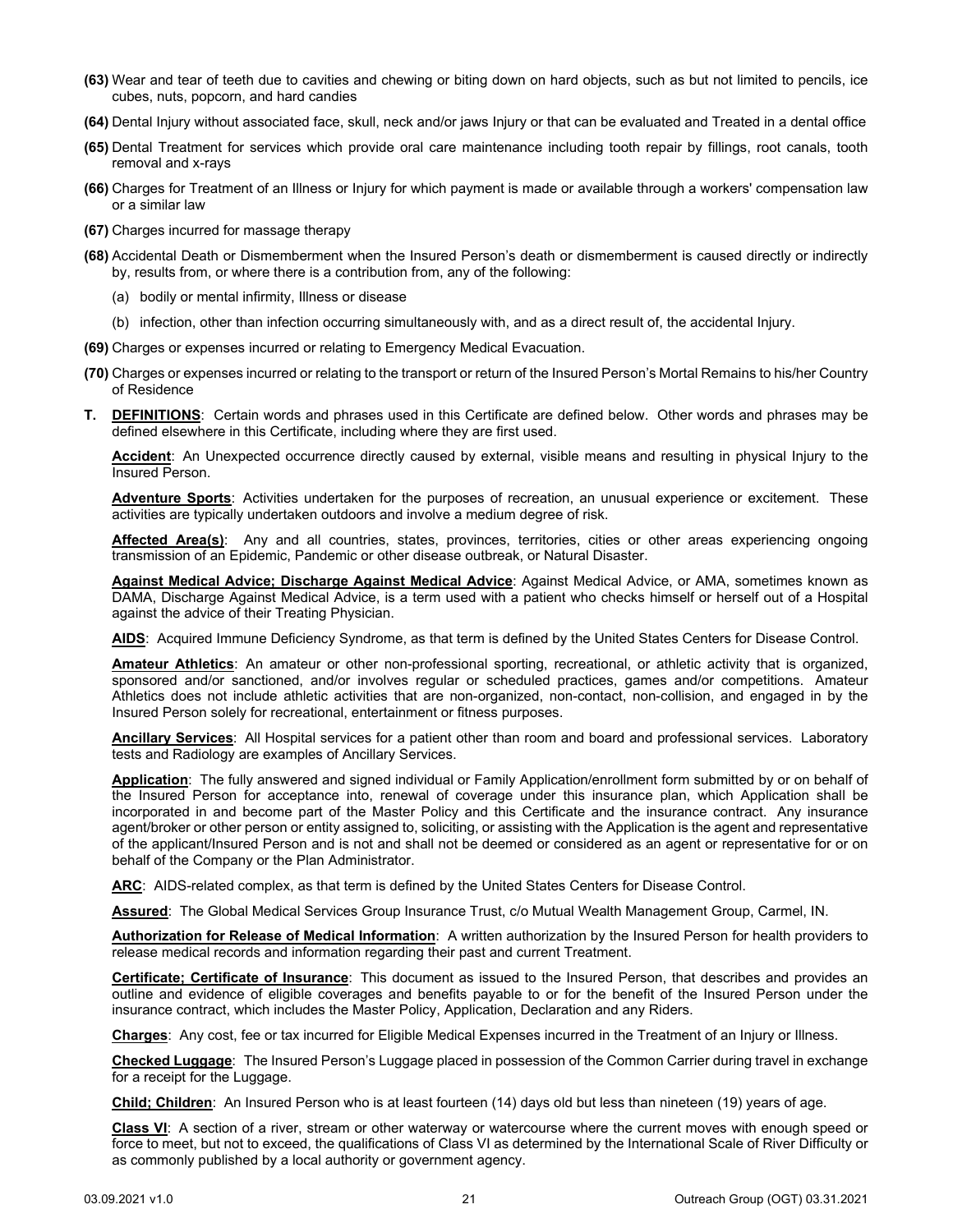**(63)** Wear and tear of teeth due to cavities and chewing or biting down on hard objects, such as but not limited to pencils, ice cubes, nuts, popcorn, and hard candies

**(64)** Dental Injury without associated face, skull, neck and/or jaws Injury or that can be evaluated and Treated in a dental office

**(65)** Dental Treatment for services which provide oral care maintenance including tooth repair by fillings, root canals, tooth removal and x-rays

**(66)** Charges for Treatment of an Illness or Injury for which payment is made or available through a workers' compensation law or a similar law

**(67)** Charges incurred for massage therapy

**(68)** Accidental Death or Dismemberment when the Insured Person's death or dismemberment is caused directly or indirectly by, results from, or where there is a contribution from, any of the following:

(a) bodily or mental infirmity, Illness or disease

(b) infection, other than infection occurring simultaneously with, and as a direct result of, the accidental Injury.

**(69)** Charges or expenses incurred or relating to Emergency Medical Evacuation.

**(70)** Charges or expenses incurred or relating to the transport or return of the Insured Person's Mortal Remains to his/her Country of Residence

**T. DEFINITIONS**: Certain words and phrases used in this Certificate are defined below. Other words and phrases may be defined elsewhere in this Certificate, including where they are first used.

**Accident**: An Unexpected occurrence directly caused by external, visible means and resulting in physical Injury to the Insured Person.

**Adventure Sports**: Activities undertaken for the purposes of recreation, an unusual experience or excitement. These activities are typically undertaken outdoors and involve a medium degree of risk.

**Affected Area(s)**: Any and all countries, states, provinces, territories, cities or other areas experiencing ongoing transmission of an Epidemic, Pandemic or other disease outbreak, or Natural Disaster.

**Against Medical Advice; Discharge Against Medical Advice**: Against Medical Advice, or AMA, sometimes known as DAMA, Discharge Against Medical Advice, is a term used with a patient who checks himself or herself out of a Hospital against the advice of their Treating Physician.

**AIDS**: Acquired Immune Deficiency Syndrome, as that term is defined by the United States Centers for Disease Control.

**Amateur Athletics**: An amateur or other non-professional sporting, recreational, or athletic activity that is organized, sponsored and/or sanctioned, and/or involves regular or scheduled practices, games and/or competitions. Amateur Athletics does not include athletic activities that are non-organized, non-contact, non-collision, and engaged in by the Insured Person solely for recreational, entertainment or fitness purposes.

**Ancillary Services**: All Hospital services for a patient other than room and board and professional services. Laboratory tests and Radiology are examples of Ancillary Services.

**Application**: The fully answered and signed individual or Family Application/enrollment form submitted by or on behalf of the Insured Person for acceptance into, renewal of coverage under this insurance plan, which Application shall be incorporated in and become part of the Master Policy and this Certificate and the insurance contract. Any insurance agent/broker or other person or entity assigned to, soliciting, or assisting with the Application is the agent and representative of the applicant/Insured Person and is not and shall not be deemed or considered as an agent or representative for or on behalf of the Company or the Plan Administrator.

**ARC**: AIDS-related complex, as that term is defined by the United States Centers for Disease Control.

**Assured**: The Global Medical Services Group Insurance Trust, c/o Mutual Wealth Management Group, Carmel, IN.

**Authorization for Release of Medical Information**: A written authorization by the Insured Person for health providers to release medical records and information regarding their past and current Treatment.

**Certificate; Certificate of Insurance**: This document as issued to the Insured Person, that describes and provides an outline and evidence of eligible coverages and benefits payable to or for the benefit of the Insured Person under the insurance contract, which includes the Master Policy, Application, Declaration and any Riders.

**Charges**: Any cost, fee or tax incurred for Eligible Medical Expenses incurred in the Treatment of an Injury or Illness.

**Checked Luggage**: The Insured Person's Luggage placed in possession of the Common Carrier during travel in exchange for a receipt for the Luggage.

**Child; Children**: An Insured Person who is at least fourteen (14) days old but less than nineteen (19) years of age.

**Class VI**: A section of a river, stream or other waterway or watercourse where the current moves with enough speed or force to meet, but not to exceed, the qualifications of Class VI as determined by the International Scale of River Difficulty or as commonly published by a local authority or government agency.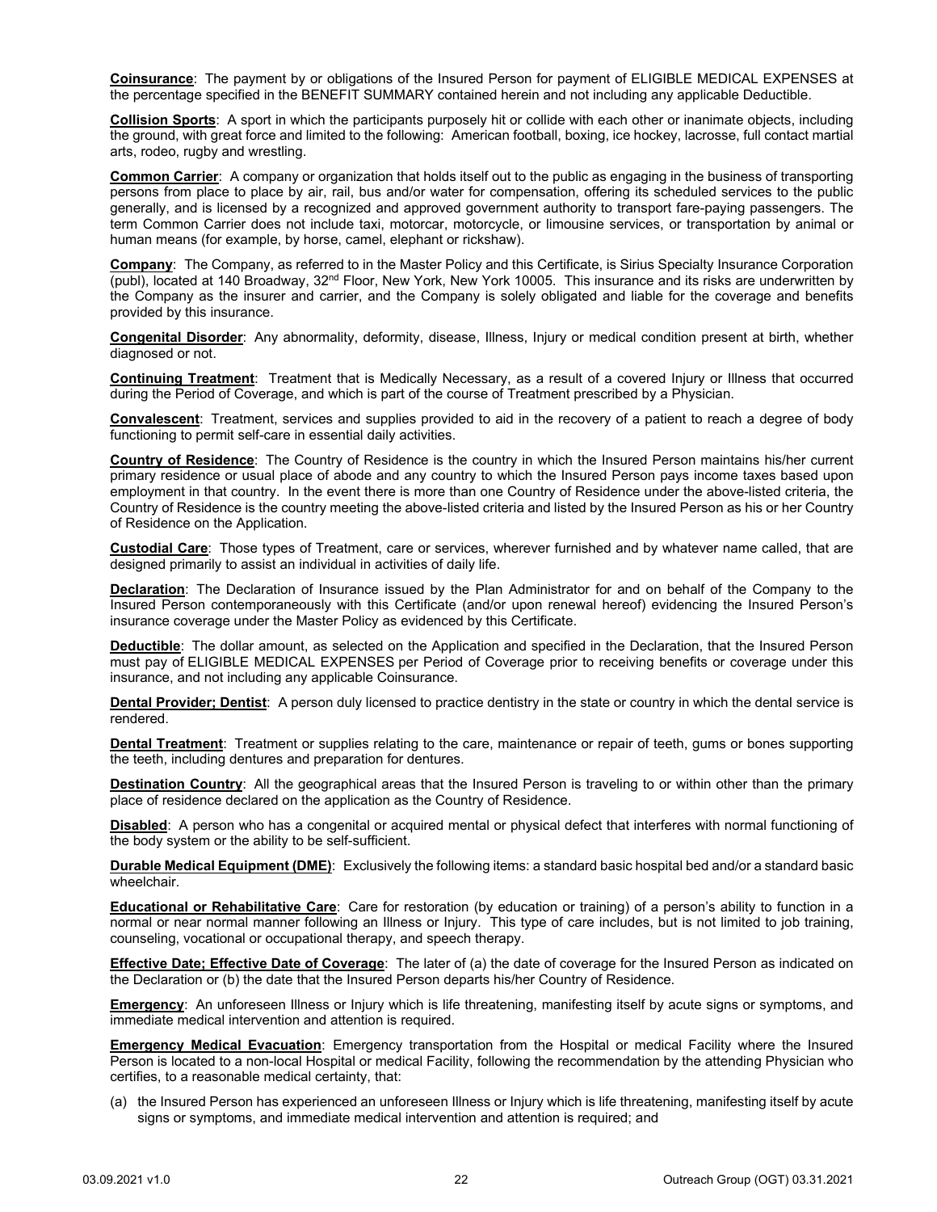**Coinsurance**: The payment by or obligations of the Insured Person for payment of ELIGIBLE MEDICAL EXPENSES at the percentage specified in the BENEFIT SUMMARY contained herein and not including any applicable Deductible.

**Collision Sports**: A sport in which the participants purposely hit or collide with each other or inanimate objects, including the ground, with great force and limited to the following: American football, boxing, ice hockey, lacrosse, full contact martial arts, rodeo, rugby and wrestling.

**Common Carrier**: A company or organization that holds itself out to the public as engaging in the business of transporting persons from place to place by air, rail, bus and/or water for compensation, offering its scheduled services to the public generally, and is licensed by a recognized and approved government authority to transport fare-paying passengers. The term Common Carrier does not include taxi, motorcar, motorcycle, or limousine services, or transportation by animal or human means (for example, by horse, camel, elephant or rickshaw).

**Company**: The Company, as referred to in the Master Policy and this Certificate, is Sirius Specialty Insurance Corporation (publ), located at 140 Broadway, 32nd Floor, New York, New York 10005. This insurance and its risks are underwritten by the Company as the insurer and carrier, and the Company is solely obligated and liable for the coverage and benefits provided by this insurance.

**Congenital Disorder**: Any abnormality, deformity, disease, Illness, Injury or medical condition present at birth, whether diagnosed or not.

**Continuing Treatment**: Treatment that is Medically Necessary, as a result of a covered Injury or Illness that occurred during the Period of Coverage, and which is part of the course of Treatment prescribed by a Physician.

**Convalescent**: Treatment, services and supplies provided to aid in the recovery of a patient to reach a degree of body functioning to permit self-care in essential daily activities.

**Country of Residence**: The Country of Residence is the country in which the Insured Person maintains his/her current primary residence or usual place of abode and any country to which the Insured Person pays income taxes based upon employment in that country. In the event there is more than one Country of Residence under the above-listed criteria, the Country of Residence is the country meeting the above-listed criteria and listed by the Insured Person as his or her Country of Residence on the Application.

**Custodial Care**: Those types of Treatment, care or services, wherever furnished and by whatever name called, that are designed primarily to assist an individual in activities of daily life.

**Declaration**: The Declaration of Insurance issued by the Plan Administrator for and on behalf of the Company to the Insured Person contemporaneously with this Certificate (and/or upon renewal hereof) evidencing the Insured Person's insurance coverage under the Master Policy as evidenced by this Certificate.

**Deductible**: The dollar amount, as selected on the Application and specified in the Declaration, that the Insured Person must pay of ELIGIBLE MEDICAL EXPENSES per Period of Coverage prior to receiving benefits or coverage under this insurance, and not including any applicable Coinsurance.

**Dental Provider; Dentist**: A person duly licensed to practice dentistry in the state or country in which the dental service is rendered.

**Dental Treatment**: Treatment or supplies relating to the care, maintenance or repair of teeth, gums or bones supporting the teeth, including dentures and preparation for dentures.

**Destination Country**: All the geographical areas that the Insured Person is traveling to or within other than the primary place of residence declared on the application as the Country of Residence.

**Disabled**: A person who has a congenital or acquired mental or physical defect that interferes with normal functioning of the body system or the ability to be self-sufficient.

**Durable Medical Equipment (DME)**: Exclusively the following items: a standard basic hospital bed and/or a standard basic wheelchair.

**Educational or Rehabilitative Care**: Care for restoration (by education or training) of a person's ability to function in a normal or near normal manner following an Illness or Injury. This type of care includes, but is not limited to job training, counseling, vocational or occupational therapy, and speech therapy.

**Effective Date; Effective Date of Coverage**: The later of (a) the date of coverage for the Insured Person as indicated on the Declaration or (b) the date that the Insured Person departs his/her Country of Residence.

**Emergency**: An unforeseen Illness or Injury which is life threatening, manifesting itself by acute signs or symptoms, and immediate medical intervention and attention is required.

**Emergency Medical Evacuation**: Emergency transportation from the Hospital or medical Facility where the Insured Person is located to a non-local Hospital or medical Facility, following the recommendation by the attending Physician who certifies, to a reasonable medical certainty, that:

(a) the Insured Person has experienced an unforeseen Illness or Injury which is life threatening, manifesting itself by acute signs or symptoms, and immediate medical intervention and attention is required; and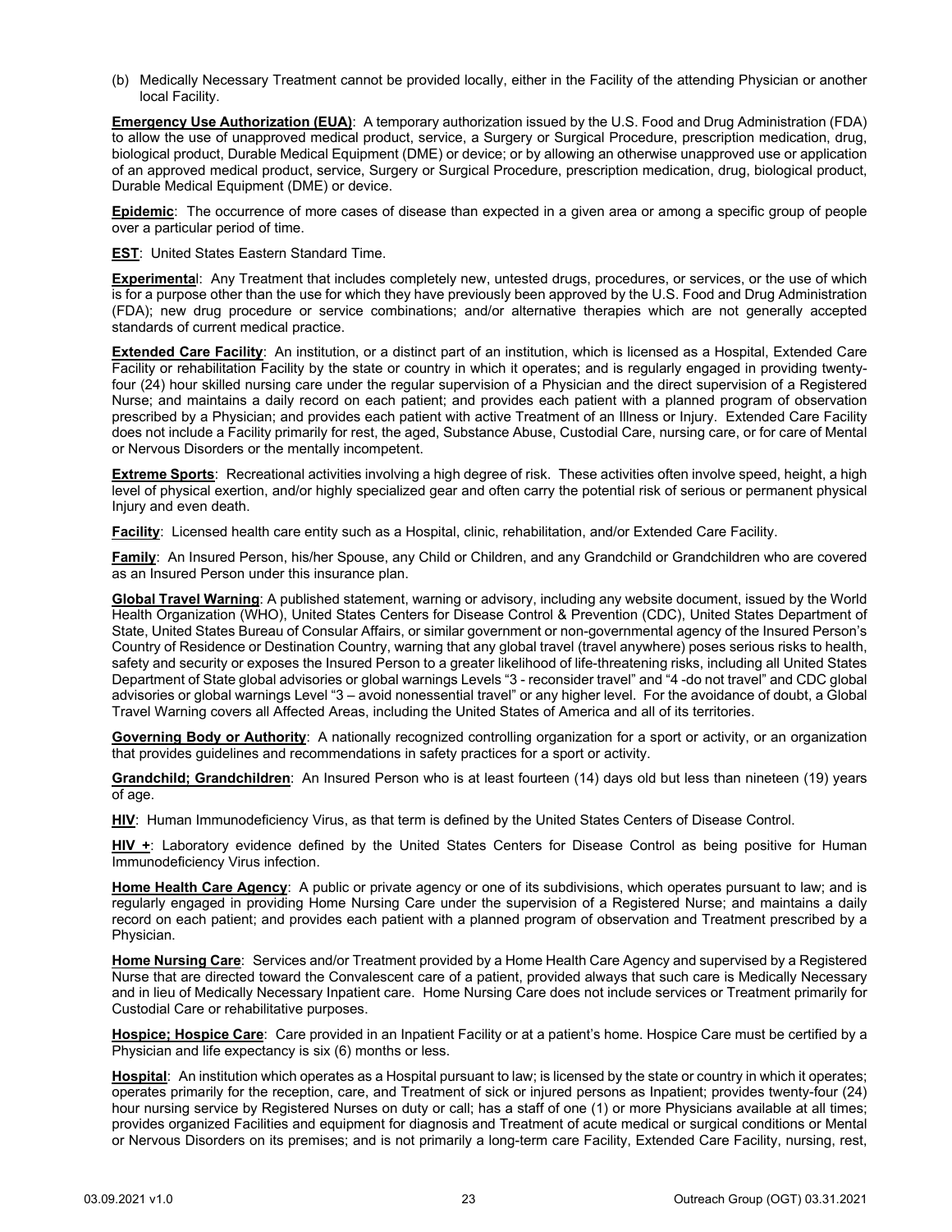(b) Medically Necessary Treatment cannot be provided locally, either in the Facility of the attending Physician or another local Facility.

**Emergency Use Authorization (EUA)**: A temporary authorization issued by the U.S. Food and Drug Administration (FDA) to allow the use of unapproved medical product, service, a Surgery or Surgical Procedure, prescription medication, drug, biological product, Durable Medical Equipment (DME) or device; or by allowing an otherwise unapproved use or application of an approved medical product, service, Surgery or Surgical Procedure, prescription medication, drug, biological product, Durable Medical Equipment (DME) or device.

**Epidemic**: The occurrence of more cases of disease than expected in a given area or among a specific group of people over a particular period of time.

**EST**: United States Eastern Standard Time.

**Experimental**: Any Treatment that includes completely new, untested drugs, procedures, or services, or the use of which is for a purpose other than the use for which they have previously been approved by the U.S. Food and Drug Administration (FDA); new drug procedure or service combinations; and/or alternative therapies which are not generally accepted standards of current medical practice.

**Extended Care Facility**: An institution, or a distinct part of an institution, which is licensed as a Hospital, Extended Care Facility or rehabilitation Facility by the state or country in which it operates; and is regularly engaged in providing twenty-four (24) hour skilled nursing care under the regular supervision of a Physician and the direct supervision of a Registered Nurse; and maintains a daily record on each patient; and provides each patient with a planned program of observation prescribed by a Physician; and provides each patient with active Treatment of an Illness or Injury. Extended Care Facility does not include a Facility primarily for rest, the aged, Substance Abuse, Custodial Care, nursing care, or for care of Mental or Nervous Disorders or the mentally incompetent.

**Extreme Sports**: Recreational activities involving a high degree of risk. These activities often involve speed, height, a high level of physical exertion, and/or highly specialized gear and often carry the potential risk of serious or permanent physical Injury and even death.

**Facility**: Licensed health care entity such as a Hospital, clinic, rehabilitation, and/or Extended Care Facility.

**Family**: An Insured Person, his/her Spouse, any Child or Children, and any Grandchild or Grandchildren who are covered as an Insured Person under this insurance plan.

**Global Travel Warning**: A published statement, warning or advisory, including any website document, issued by the World Health Organization (WHO), United States Centers for Disease Control & Prevention (CDC), United States Department of State, United States Bureau of Consular Affairs, or similar government or non-governmental agency of the Insured Person's Country of Residence or Destination Country, warning that any global travel (travel anywhere) poses serious risks to health, safety and security or exposes the Insured Person to a greater likelihood of life-threatening risks, including all United States Department of State global advisories or global warnings Levels "3 - reconsider travel" and "4 -do not travel" and CDC global advisories or global warnings Level "3 – avoid nonessential travel" or any higher level. For the avoidance of doubt, a Global Travel Warning covers all Affected Areas, including the United States of America and all of its territories.

**Governing Body or Authority**: A nationally recognized controlling organization for a sport or activity, or an organization that provides guidelines and recommendations in safety practices for a sport or activity.

**Grandchild; Grandchildren**: An Insured Person who is at least fourteen (14) days old but less than nineteen (19) years of age.

**HIV**: Human Immunodeficiency Virus, as that term is defined by the United States Centers of Disease Control.

**HIV +**: Laboratory evidence defined by the United States Centers for Disease Control as being positive for Human Immunodeficiency Virus infection.

**Home Health Care Agency**: A public or private agency or one of its subdivisions, which operates pursuant to law; and is regularly engaged in providing Home Nursing Care under the supervision of a Registered Nurse; and maintains a daily record on each patient; and provides each patient with a planned program of observation and Treatment prescribed by a Physician.

**Home Nursing Care**: Services and/or Treatment provided by a Home Health Care Agency and supervised by a Registered Nurse that are directed toward the Convalescent care of a patient, provided always that such care is Medically Necessary and in lieu of Medically Necessary Inpatient care. Home Nursing Care does not include services or Treatment primarily for Custodial Care or rehabilitative purposes.

**Hospice; Hospice Care**: Care provided in an Inpatient Facility or at a patient's home. Hospice Care must be certified by a Physician and life expectancy is six (6) months or less.

**Hospital**: An institution which operates as a Hospital pursuant to law; is licensed by the state or country in which it operates; operates primarily for the reception, care, and Treatment of sick or injured persons as Inpatient; provides twenty-four (24) hour nursing service by Registered Nurses on duty or call; has a staff of one (1) or more Physicians available at all times; provides organized Facilities and equipment for diagnosis and Treatment of acute medical or surgical conditions or Mental or Nervous Disorders on its premises; and is not primarily a long-term care Facility, Extended Care Facility, nursing, rest,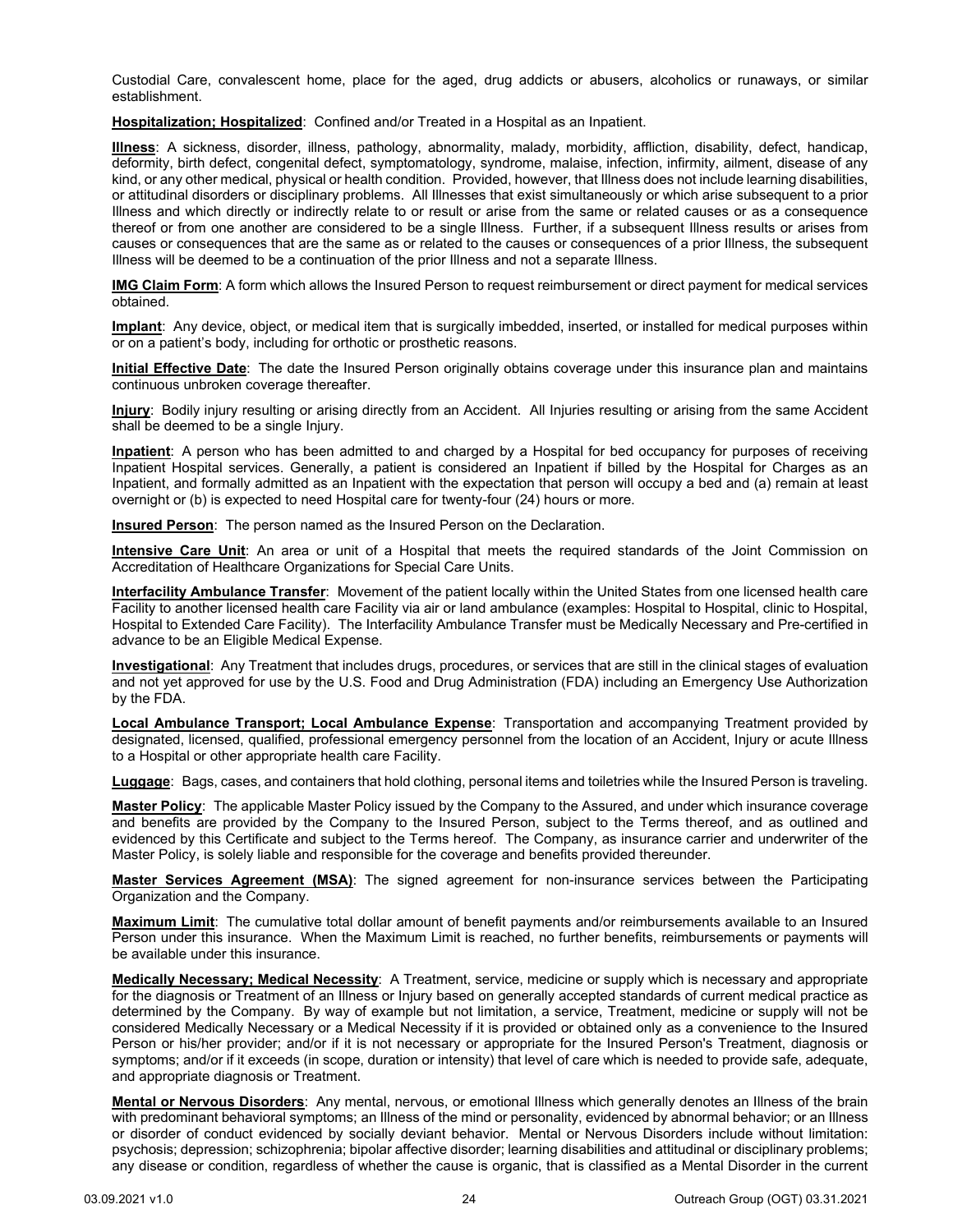Custodial Care, convalescent home, place for the aged, drug addicts or abusers, alcoholics or runaways, or similar establishment.

**Hospitalization; Hospitalized**: Confined and/or Treated in a Hospital as an Inpatient.

**Illness**: A sickness, disorder, illness, pathology, abnormality, malady, morbidity, affliction, disability, defect, handicap, deformity, birth defect, congenital defect, symptomatology, syndrome, malaise, infection, infirmity, ailment, disease of any kind, or any other medical, physical or health condition. Provided, however, that Illness does not include learning disabilities, or attitudinal disorders or disciplinary problems. All Illnesses that exist simultaneously or which arise subsequent to a prior Illness and which directly or indirectly relate to or result or arise from the same or related causes or as a consequence thereof or from one another are considered to be a single Illness. Further, if a subsequent Illness results or arises from causes or consequences that are the same as or related to the causes or consequences of a prior Illness, the subsequent Illness will be deemed to be a continuation of the prior Illness and not a separate Illness.

**IMG Claim Form**: A form which allows the Insured Person to request reimbursement or direct payment for medical services obtained.

**Implant**: Any device, object, or medical item that is surgically imbedded, inserted, or installed for medical purposes within or on a patient's body, including for orthotic or prosthetic reasons.

**Initial Effective Date**: The date the Insured Person originally obtains coverage under this insurance plan and maintains continuous unbroken coverage thereafter.

**Injury**: Bodily injury resulting or arising directly from an Accident. All Injuries resulting or arising from the same Accident shall be deemed to be a single Injury.

**Inpatient**: A person who has been admitted to and charged by a Hospital for bed occupancy for purposes of receiving Inpatient Hospital services. Generally, a patient is considered an Inpatient if billed by the Hospital for Charges as an Inpatient, and formally admitted as an Inpatient with the expectation that person will occupy a bed and (a) remain at least overnight or (b) is expected to need Hospital care for twenty-four (24) hours or more.

**Insured Person**: The person named as the Insured Person on the Declaration.

**Intensive Care Unit**: An area or unit of a Hospital that meets the required standards of the Joint Commission on Accreditation of Healthcare Organizations for Special Care Units.

**Interfacility Ambulance Transfer**: Movement of the patient locally within the United States from one licensed health care Facility to another licensed health care Facility via air or land ambulance (examples: Hospital to Hospital, clinic to Hospital, Hospital to Extended Care Facility). The Interfacility Ambulance Transfer must be Medically Necessary and Pre-certified in advance to be an Eligible Medical Expense.

**Investigational**: Any Treatment that includes drugs, procedures, or services that are still in the clinical stages of evaluation and not yet approved for use by the U.S. Food and Drug Administration (FDA) including an Emergency Use Authorization by the FDA.

**Local Ambulance Transport; Local Ambulance Expense**: Transportation and accompanying Treatment provided by designated, licensed, qualified, professional emergency personnel from the location of an Accident, Injury or acute Illness to a Hospital or other appropriate health care Facility.

**Luggage**: Bags, cases, and containers that hold clothing, personal items and toiletries while the Insured Person is traveling.

**Master Policy**: The applicable Master Policy issued by the Company to the Assured, and under which insurance coverage and benefits are provided by the Company to the Insured Person, subject to the Terms thereof, and as outlined and evidenced by this Certificate and subject to the Terms hereof. The Company, as insurance carrier and underwriter of the Master Policy, is solely liable and responsible for the coverage and benefits provided thereunder.

**Master Services Agreement (MSA)**: The signed agreement for non-insurance services between the Participating Organization and the Company.

**Maximum Limit**: The cumulative total dollar amount of benefit payments and/or reimbursements available to an Insured Person under this insurance. When the Maximum Limit is reached, no further benefits, reimbursements or payments will be available under this insurance.

**Medically Necessary; Medical Necessity**: A Treatment, service, medicine or supply which is necessary and appropriate for the diagnosis or Treatment of an Illness or Injury based on generally accepted standards of current medical practice as determined by the Company. By way of example but not limitation, a service, Treatment, medicine or supply will not be considered Medically Necessary or a Medical Necessity if it is provided or obtained only as a convenience to the Insured Person or his/her provider; and/or if it is not necessary or appropriate for the Insured Person's Treatment, diagnosis or symptoms; and/or if it exceeds (in scope, duration or intensity) that level of care which is needed to provide safe, adequate, and appropriate diagnosis or Treatment.

**Mental or Nervous Disorders**: Any mental, nervous, or emotional Illness which generally denotes an Illness of the brain with predominant behavioral symptoms; an Illness of the mind or personality, evidenced by abnormal behavior; or an Illness or disorder of conduct evidenced by socially deviant behavior. Mental or Nervous Disorders include without limitation: psychosis; depression; schizophrenia; bipolar affective disorder; learning disabilities and attitudinal or disciplinary problems; any disease or condition, regardless of whether the cause is organic, that is classified as a Mental Disorder in the current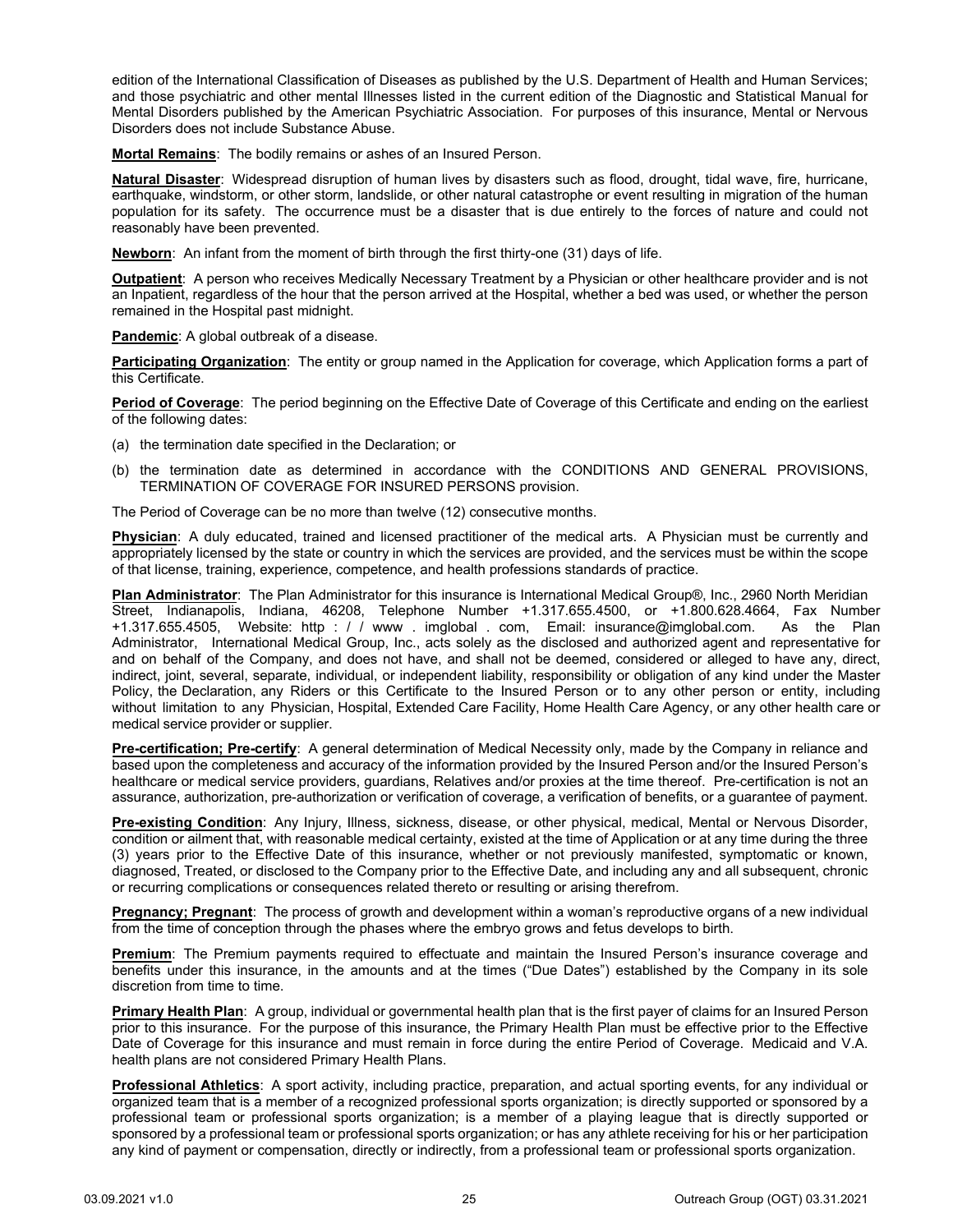edition of the International Classification of Diseases as published by the U.S. Department of Health and Human Services; and those psychiatric and other mental Illnesses listed in the current edition of the Diagnostic and Statistical Manual for Mental Disorders published by the American Psychiatric Association. For purposes of this insurance, Mental or Nervous Disorders does not include Substance Abuse.

**Mortal Remains**: The bodily remains or ashes of an Insured Person.

**Natural Disaster**: Widespread disruption of human lives by disasters such as flood, drought, tidal wave, fire, hurricane, earthquake, windstorm, or other storm, landslide, or other natural catastrophe or event resulting in migration of the human population for its safety. The occurrence must be a disaster that is due entirely to the forces of nature and could not reasonably have been prevented.

**Newborn**: An infant from the moment of birth through the first thirty-one (31) days of life.

**Outpatient**: A person who receives Medically Necessary Treatment by a Physician or other healthcare provider and is not an Inpatient, regardless of the hour that the person arrived at the Hospital, whether a bed was used, or whether the person remained in the Hospital past midnight.

**Pandemic**: A global outbreak of a disease.

**Participating Organization**: The entity or group named in the Application for coverage, which Application forms a part of this Certificate.

**Period of Coverage**: The period beginning on the Effective Date of Coverage of this Certificate and ending on the earliest of the following dates:

(a) the termination date specified in the Declaration; or

(b) the termination date as determined in accordance with the CONDITIONS AND GENERAL PROVISIONS, TERMINATION OF COVERAGE FOR INSURED PERSONS provision.

The Period of Coverage can be no more than twelve (12) consecutive months.

**Physician**: A duly educated, trained and licensed practitioner of the medical arts. A Physician must be currently and appropriately licensed by the state or country in which the services are provided, and the services must be within the scope of that license, training, experience, competence, and health professions standards of practice.

**Plan Administrator**: The Plan Administrator for this insurance is International Medical Group®, Inc., 2960 North Meridian Street, Indianapolis, Indiana, 46208, Telephone Number +1.317.655.4500, or +1.800.628.4664, Fax Number +1.317.655.4505, Website: http : / / www . imglobal . com, Email: insurance@imglobal.com. As the Plan Administrator, International Medical Group, Inc., acts solely as the disclosed and authorized agent and representative for and on behalf of the Company, and does not have, and shall not be deemed, considered or alleged to have any, direct, indirect, joint, several, separate, individual, or independent liability, responsibility or obligation of any kind under the Master Policy, the Declaration, any Riders or this Certificate to the Insured Person or to any other person or entity, including without limitation to any Physician, Hospital, Extended Care Facility, Home Health Care Agency, or any other health care or medical service provider or supplier.

**Pre-certification; Pre-certify**: A general determination of Medical Necessity only, made by the Company in reliance and based upon the completeness and accuracy of the information provided by the Insured Person and/or the Insured Person's healthcare or medical service providers, guardians, Relatives and/or proxies at the time thereof. Pre-certification is not an assurance, authorization, pre-authorization or verification of coverage, a verification of benefits, or a guarantee of payment.

**Pre-existing Condition**: Any Injury, Illness, sickness, disease, or other physical, medical, Mental or Nervous Disorder, condition or ailment that, with reasonable medical certainty, existed at the time of Application or at any time during the three (3) years prior to the Effective Date of this insurance, whether or not previously manifested, symptomatic or known, diagnosed, Treated, or disclosed to the Company prior to the Effective Date, and including any and all subsequent, chronic or recurring complications or consequences related thereto or resulting or arising therefrom.

**Pregnancy; Pregnant**: The process of growth and development within a woman's reproductive organs of a new individual from the time of conception through the phases where the embryo grows and fetus develops to birth.

**Premium**: The Premium payments required to effectuate and maintain the Insured Person's insurance coverage and benefits under this insurance, in the amounts and at the times ("Due Dates") established by the Company in its sole discretion from time to time.

**Primary Health Plan**: A group, individual or governmental health plan that is the first payer of claims for an Insured Person prior to this insurance. For the purpose of this insurance, the Primary Health Plan must be effective prior to the Effective Date of Coverage for this insurance and must remain in force during the entire Period of Coverage. Medicaid and V.A. health plans are not considered Primary Health Plans.

**Professional Athletics**: A sport activity, including practice, preparation, and actual sporting events, for any individual or organized team that is a member of a recognized professional sports organization; is directly supported or sponsored by a professional team or professional sports organization; is a member of a playing league that is directly supported or sponsored by a professional team or professional sports organization; or has any athlete receiving for his or her participation any kind of payment or compensation, directly or indirectly, from a professional team or professional sports organization.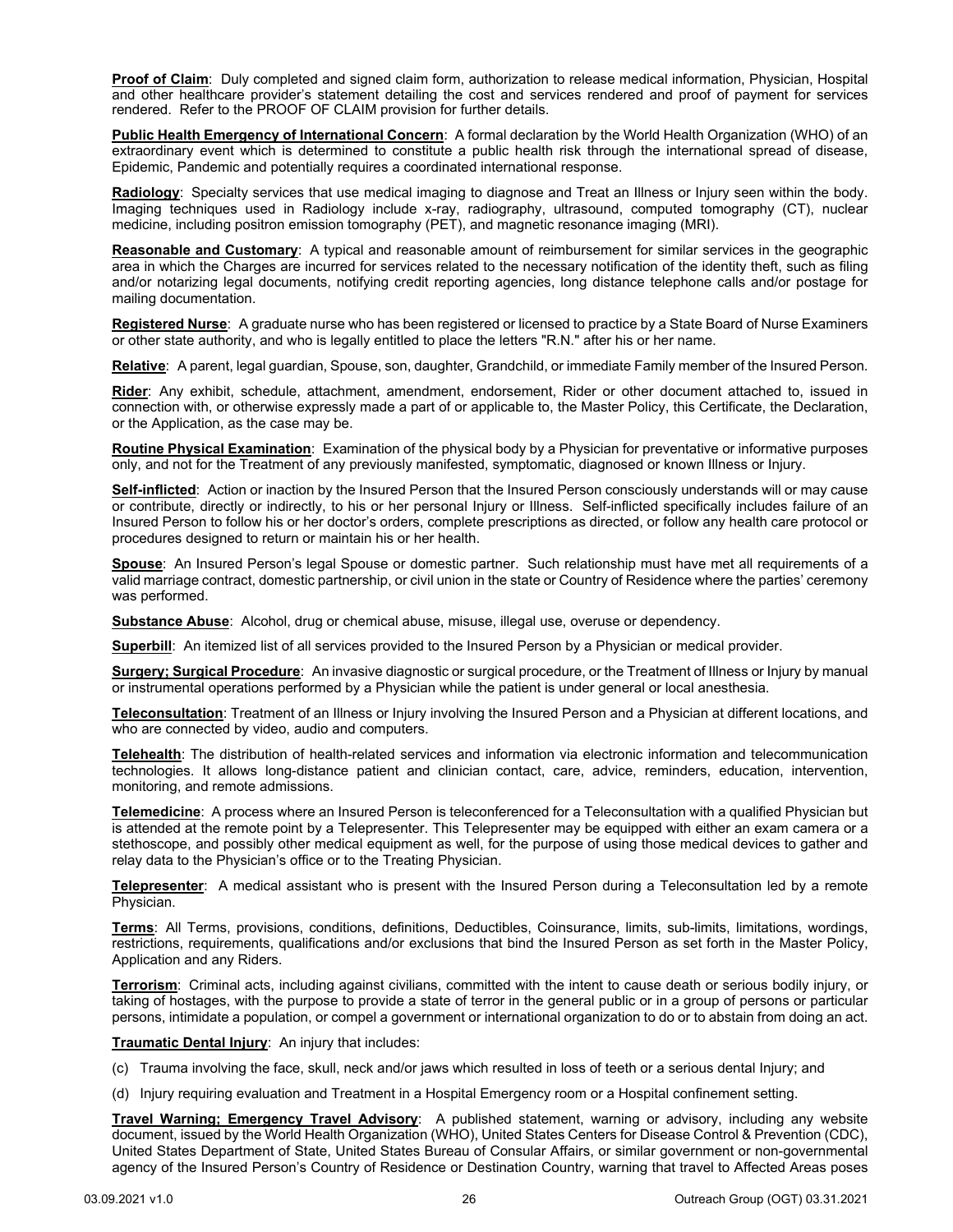**Proof of Claim**: Duly completed and signed claim form, authorization to release medical information, Physician, Hospital and other healthcare provider's statement detailing the cost and services rendered and proof of payment for services rendered. Refer to the PROOF OF CLAIM provision for further details.

**Public Health Emergency of International Concern**: A formal declaration by the World Health Organization (WHO) of an extraordinary event which is determined to constitute a public health risk through the international spread of disease, Epidemic, Pandemic and potentially requires a coordinated international response.

**Radiology**: Specialty services that use medical imaging to diagnose and Treat an Illness or Injury seen within the body. Imaging techniques used in Radiology include x-ray, radiography, ultrasound, computed tomography (CT), nuclear medicine, including positron emission tomography (PET), and magnetic resonance imaging (MRI).

**Reasonable and Customary**: A typical and reasonable amount of reimbursement for similar services in the geographic area in which the Charges are incurred for services related to the necessary notification of the identity theft, such as filing and/or notarizing legal documents, notifying credit reporting agencies, long distance telephone calls and/or postage for mailing documentation.

**Registered Nurse**: A graduate nurse who has been registered or licensed to practice by a State Board of Nurse Examiners or other state authority, and who is legally entitled to place the letters "R.N." after his or her name.

**Relative**: A parent, legal guardian, Spouse, son, daughter, Grandchild, or immediate Family member of the Insured Person.

**Rider**: Any exhibit, schedule, attachment, amendment, endorsement, Rider or other document attached to, issued in connection with, or otherwise expressly made a part of or applicable to, the Master Policy, this Certificate, the Declaration, or the Application, as the case may be.

**Routine Physical Examination**: Examination of the physical body by a Physician for preventative or informative purposes only, and not for the Treatment of any previously manifested, symptomatic, diagnosed or known Illness or Injury.

**Self-inflicted**: Action or inaction by the Insured Person that the Insured Person consciously understands will or may cause or contribute, directly or indirectly, to his or her personal Injury or Illness. Self-inflicted specifically includes failure of an Insured Person to follow his or her doctor's orders, complete prescriptions as directed, or follow any health care protocol or procedures designed to return or maintain his or her health.

**Spouse**: An Insured Person's legal Spouse or domestic partner. Such relationship must have met all requirements of a valid marriage contract, domestic partnership, or civil union in the state or Country of Residence where the parties' ceremony was performed.

**Substance Abuse**: Alcohol, drug or chemical abuse, misuse, illegal use, overuse or dependency.

**Superbill**: An itemized list of all services provided to the Insured Person by a Physician or medical provider.

**Surgery; Surgical Procedure**: An invasive diagnostic or surgical procedure, or the Treatment of Illness or Injury by manual or instrumental operations performed by a Physician while the patient is under general or local anesthesia.

**Teleconsultation**: Treatment of an Illness or Injury involving the Insured Person and a Physician at different locations, and who are connected by video, audio and computers.

**Telehealth**: The distribution of health-related services and information via electronic information and telecommunication technologies. It allows long-distance patient and clinician contact, care, advice, reminders, education, intervention, monitoring, and remote admissions.

**Telemedicine**: A process where an Insured Person is teleconferenced for a Teleconsultation with a qualified Physician but is attended at the remote point by a Telepresenter. This Telepresenter may be equipped with either an exam camera or a stethoscope, and possibly other medical equipment as well, for the purpose of using those medical devices to gather and relay data to the Physician's office or to the Treating Physician.

**Telepresenter**: A medical assistant who is present with the Insured Person during a Teleconsultation led by a remote Physician.

**Terms**: All Terms, provisions, conditions, definitions, Deductibles, Coinsurance, limits, sub-limits, limitations, wordings, restrictions, requirements, qualifications and/or exclusions that bind the Insured Person as set forth in the Master Policy, Application and any Riders.

**Terrorism**: Criminal acts, including against civilians, committed with the intent to cause death or serious bodily injury, or taking of hostages, with the purpose to provide a state of terror in the general public or in a group of persons or particular persons, intimidate a population, or compel a government or international organization to do or to abstain from doing an act.

**Traumatic Dental Injury**: An injury that includes:

(c) Trauma involving the face, skull, neck and/or jaws which resulted in loss of teeth or a serious dental Injury; and

(d) Injury requiring evaluation and Treatment in a Hospital Emergency room or a Hospital confinement setting.

**Travel Warning; Emergency Travel Advisory**: A published statement, warning or advisory, including any website document, issued by the World Health Organization (WHO), United States Centers for Disease Control & Prevention (CDC), United States Department of State, United States Bureau of Consular Affairs, or similar government or non-governmental agency of the Insured Person's Country of Residence or Destination Country, warning that travel to Affected Areas poses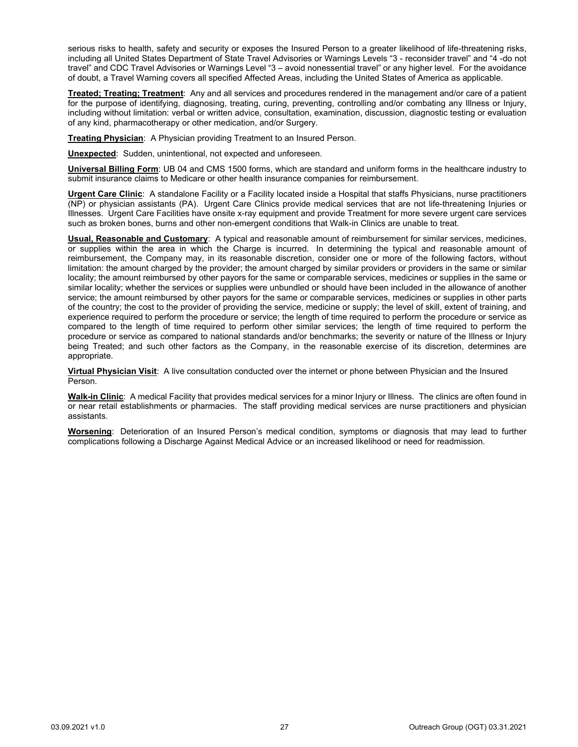serious risks to health, safety and security or exposes the Insured Person to a greater likelihood of life-threatening risks, including all United States Department of State Travel Advisories or Warnings Levels "3 - reconsider travel" and "4 -do not travel" and CDC Travel Advisories or Warnings Level "3 – avoid nonessential travel" or any higher level. For the avoidance of doubt, a Travel Warning covers all specified Affected Areas, including the United States of America as applicable.

**Treated; Treating; Treatment**: Any and all services and procedures rendered in the management and/or care of a patient for the purpose of identifying, diagnosing, treating, curing, preventing, controlling and/or combating any Illness or Injury, including without limitation: verbal or written advice, consultation, examination, discussion, diagnostic testing or evaluation of any kind, pharmacotherapy or other medication, and/or Surgery.

**Treating Physician**: A Physician providing Treatment to an Insured Person.

**Unexpected**: Sudden, unintentional, not expected and unforeseen.

**Universal Billing Form**: UB 04 and CMS 1500 forms, which are standard and uniform forms in the healthcare industry to submit insurance claims to Medicare or other health insurance companies for reimbursement.

**Urgent Care Clinic**: A standalone Facility or a Facility located inside a Hospital that staffs Physicians, nurse practitioners (NP) or physician assistants (PA). Urgent Care Clinics provide medical services that are not life-threatening Injuries or Illnesses. Urgent Care Facilities have onsite x-ray equipment and provide Treatment for more severe urgent care services such as broken bones, burns and other non-emergent conditions that Walk-in Clinics are unable to treat.

**Usual, Reasonable and Customary**: A typical and reasonable amount of reimbursement for similar services, medicines, or supplies within the area in which the Charge is incurred. In determining the typical and reasonable amount of reimbursement, the Company may, in its reasonable discretion, consider one or more of the following factors, without limitation: the amount charged by the provider; the amount charged by similar providers or providers in the same or similar locality; the amount reimbursed by other payors for the same or comparable services, medicines or supplies in the same or similar locality; whether the services or supplies were unbundled or should have been included in the allowance of another service; the amount reimbursed by other payors for the same or comparable services, medicines or supplies in other parts of the country; the cost to the provider of providing the service, medicine or supply; the level of skill, extent of training, and experience required to perform the procedure or service; the length of time required to perform the procedure or service as compared to the length of time required to perform other similar services; the length of time required to perform the procedure or service as compared to national standards and/or benchmarks; the severity or nature of the Illness or Injury being Treated; and such other factors as the Company, in the reasonable exercise of its discretion, determines are appropriate.

**Virtual Physician Visit**: A live consultation conducted over the internet or phone between Physician and the Insured Person.

**Walk-in Clinic**: A medical Facility that provides medical services for a minor Injury or Illness. The clinics are often found in or near retail establishments or pharmacies. The staff providing medical services are nurse practitioners and physician assistants.

**Worsening**: Deterioration of an Insured Person's medical condition, symptoms or diagnosis that may lead to further complications following a Discharge Against Medical Advice or an increased likelihood or need for readmission.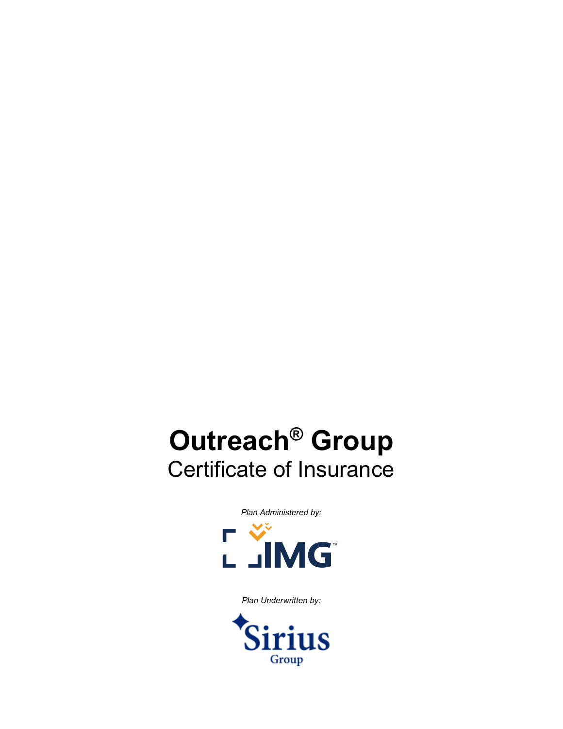# Outreach® Group

Certificate of Insurance

*Plan Administered by:*

IMG™

*Plan Underwritten by:*

Sirius Group